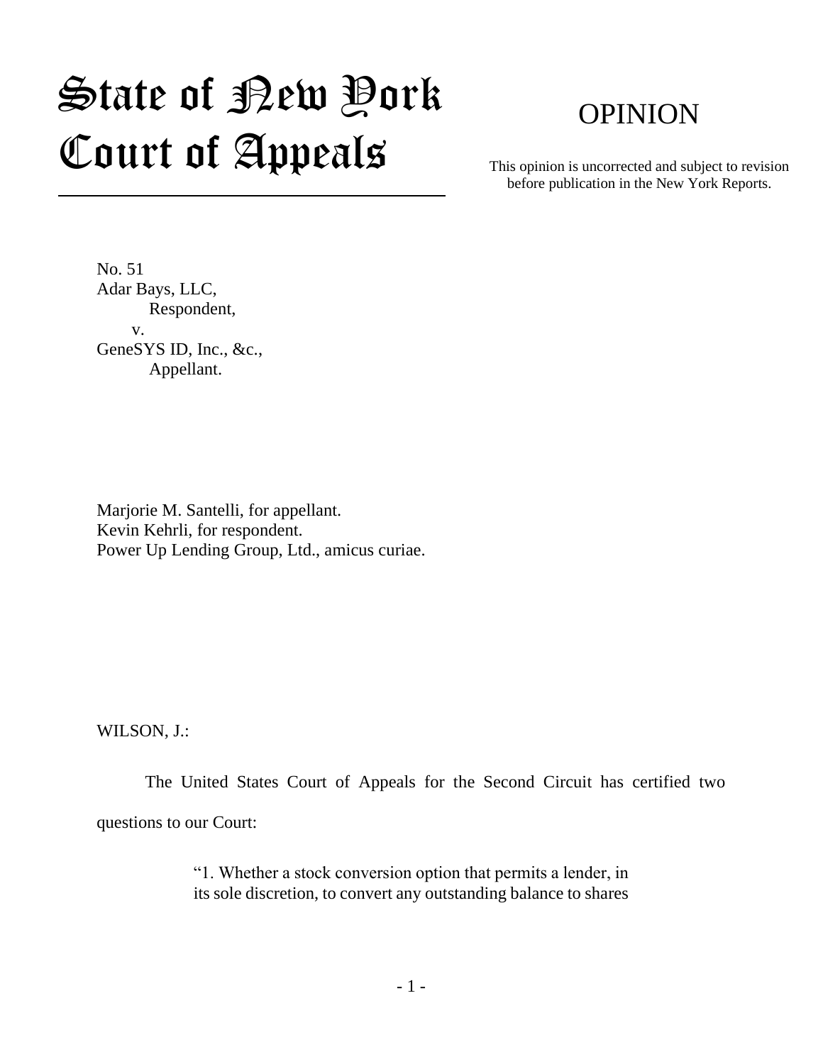# State of New York Court of Appeals

## OPINION

This opinion is uncorrected and subject to revision before publication in the New York Reports.

No. 51
Adar Bays, LLC,
Respondent,
v.
GeneSYS ID, Inc., &c.,
Appellant.

Marjorie M. Santelli, for appellant.
Kevin Kehrli, for respondent.
Power Up Lending Group, Ltd., amicus curiae.

WILSON, J.:

The United States Court of Appeals for the Second Circuit has certified two questions to our Court:

> "1. Whether a stock conversion option that permits a lender, in its sole discretion, to convert any outstanding balance to shares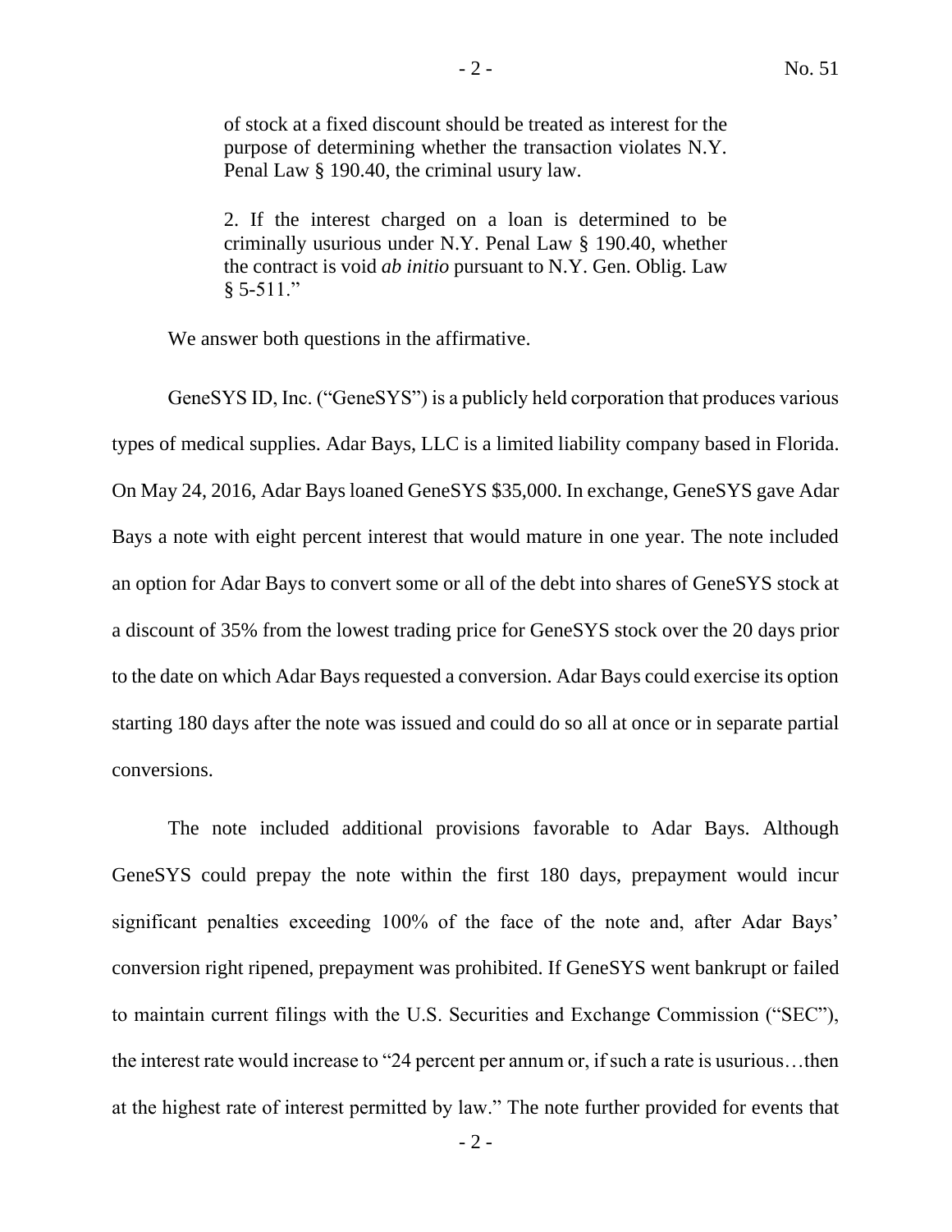> of stock at a fixed discount should be treated as interest for the purpose of determining whether the transaction violates N.Y. Penal Law § 190.40, the criminal usury law.
>
> 2. If the interest charged on a loan is determined to be criminally usurious under N.Y. Penal Law § 190.40, whether the contract is void *ab initio* pursuant to N.Y. Gen. Oblig. Law § 5-511."

We answer both questions in the affirmative.

GeneSYS ID, Inc. ("GeneSYS") is a publicly held corporation that produces various types of medical supplies. Adar Bays, LLC is a limited liability company based in Florida. On May 24, 2016, Adar Bays loaned GeneSYS $35,000. In exchange, GeneSYS gave Adar Bays a note with eight percent interest that would mature in one year. The note included an option for Adar Bays to convert some or all of the debt into shares of GeneSYS stock at a discount of 35% from the lowest trading price for GeneSYS stock over the 20 days prior to the date on which Adar Bays requested a conversion. Adar Bays could exercise its option starting 180 days after the note was issued and could do so all at once or in separate partial conversions.

The note included additional provisions favorable to Adar Bays. Although GeneSYS could prepay the note within the first 180 days, prepayment would incur significant penalties exceeding 100% of the face of the note and, after Adar Bays' conversion right ripened, prepayment was prohibited. If GeneSYS went bankrupt or failed to maintain current filings with the U.S. Securities and Exchange Commission ("SEC"), the interest rate would increase to "24 percent per annum or, if such a rate is usurious…then at the highest rate of interest permitted by law." The note further provided for events that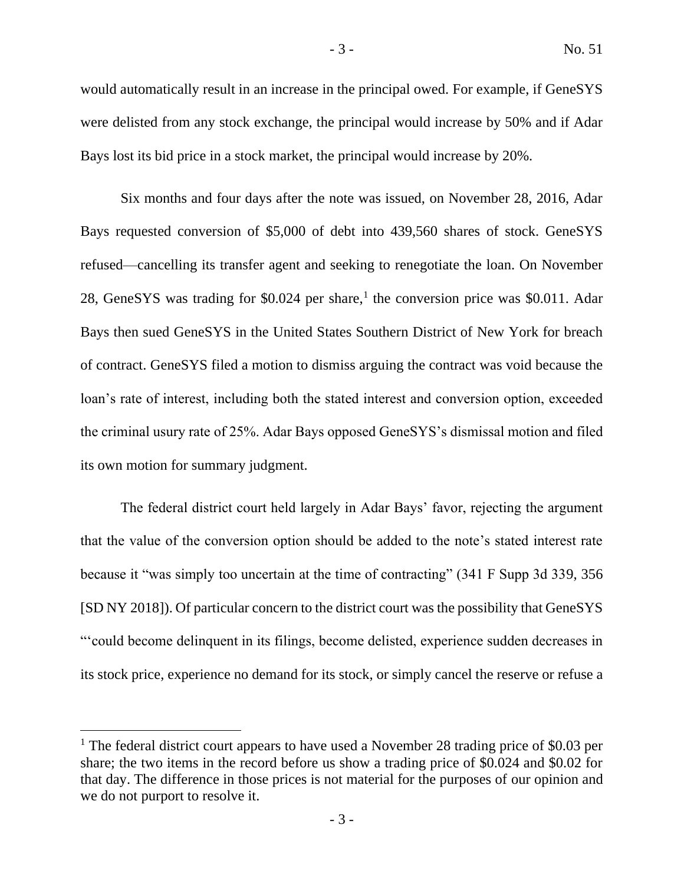would automatically result in an increase in the principal owed. For example, if GeneSYS were delisted from any stock exchange, the principal would increase by 50% and if Adar Bays lost its bid price in a stock market, the principal would increase by 20%.

Six months and four days after the note was issued, on November 28, 2016, Adar Bays requested conversion of $5,000 of debt into 439,560 shares of stock. GeneSYS refused—cancelling its transfer agent and seeking to renegotiate the loan. On November 28, GeneSYS was trading for $0.024 per share,[1] the conversion price was $0.011. Adar Bays then sued GeneSYS in the United States Southern District of New York for breach of contract. GeneSYS filed a motion to dismiss arguing the contract was void because the loan's rate of interest, including both the stated interest and conversion option, exceeded the criminal usury rate of 25%. Adar Bays opposed GeneSYS's dismissal motion and filed its own motion for summary judgment.

The federal district court held largely in Adar Bays' favor, rejecting the argument that the value of the conversion option should be added to the note's stated interest rate because it "was simply too uncertain at the time of contracting" (341 F Supp 3d 339, 356 [SD NY 2018]). Of particular concern to the district court was the possibility that GeneSYS "'could become delinquent in its filings, become delisted, experience sudden decreases in its stock price, experience no demand for its stock, or simply cancel the reserve or refuse a

---

[1] The federal district court appears to have used a November 28 trading price of $0.03 per share; the two items in the record before us show a trading price of $0.024 and $0.02 for that day. The difference in those prices is not material for the purposes of our opinion and we do not purport to resolve it.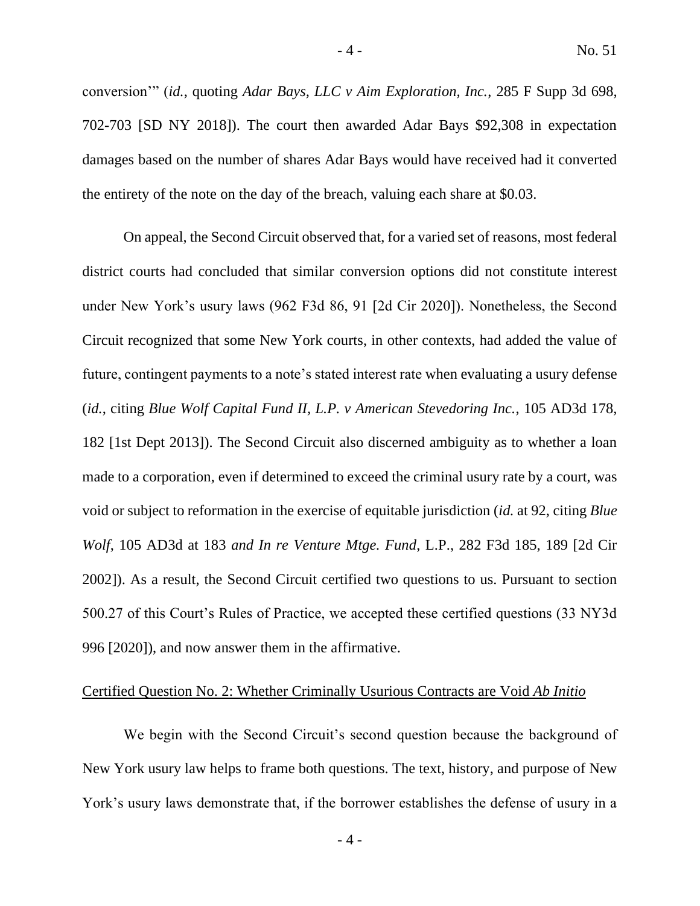conversion'" (*id.*, quoting *Adar Bays, LLC v Aim Exploration, Inc.*, 285 F Supp 3d 698, 702-703 [SD NY 2018]). The court then awarded Adar Bays $92,308 in expectation damages based on the number of shares Adar Bays would have received had it converted the entirety of the note on the day of the breach, valuing each share at $0.03.

On appeal, the Second Circuit observed that, for a varied set of reasons, most federal district courts had concluded that similar conversion options did not constitute interest under New York's usury laws (962 F3d 86, 91 [2d Cir 2020]). Nonetheless, the Second Circuit recognized that some New York courts, in other contexts, had added the value of future, contingent payments to a note's stated interest rate when evaluating a usury defense (*id.*, citing *Blue Wolf Capital Fund II, L.P. v American Stevedoring Inc.*, 105 AD3d 178, 182 [1st Dept 2013]). The Second Circuit also discerned ambiguity as to whether a loan made to a corporation, even if determined to exceed the criminal usury rate by a court, was void or subject to reformation in the exercise of equitable jurisdiction (*id.* at 92, citing *Blue Wolf*, 105 AD3d at 183 *and In re Venture Mtge. Fund*, L.P., 282 F3d 185, 189 [2d Cir 2002]). As a result, the Second Circuit certified two questions to us. Pursuant to section 500.27 of this Court's Rules of Practice, we accepted these certified questions (33 NY3d 996 [2020]), and now answer them in the affirmative.

<u>Certified Question No. 2: Whether Criminally Usurious Contracts are Void *Ab Initio*</u>

We begin with the Second Circuit's second question because the background of New York usury law helps to frame both questions. The text, history, and purpose of New York's usury laws demonstrate that, if the borrower establishes the defense of usury in a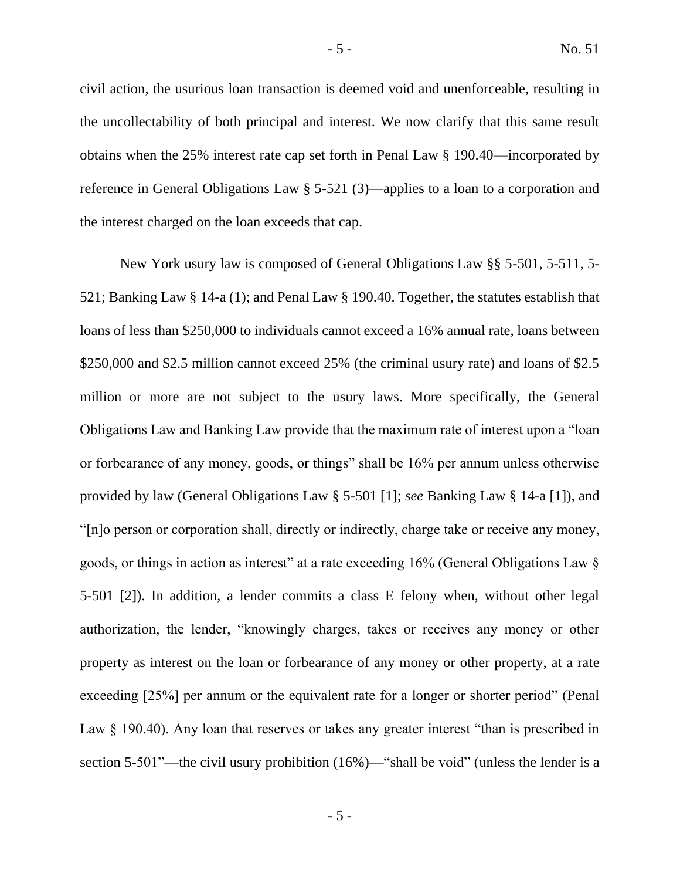civil action, the usurious loan transaction is deemed void and unenforceable, resulting in the uncollectability of both principal and interest. We now clarify that this same result obtains when the 25% interest rate cap set forth in Penal Law § 190.40—incorporated by reference in General Obligations Law § 5-521 (3)—applies to a loan to a corporation and the interest charged on the loan exceeds that cap.

New York usury law is composed of General Obligations Law §§ 5-501, 5-511, 5-521; Banking Law § 14-a (1); and Penal Law § 190.40. Together, the statutes establish that loans of less than $250,000 to individuals cannot exceed a 16% annual rate, loans between $250,000 and $2.5 million cannot exceed 25% (the criminal usury rate) and loans of $2.5 million or more are not subject to the usury laws. More specifically, the General Obligations Law and Banking Law provide that the maximum rate of interest upon a "loan or forbearance of any money, goods, or things" shall be 16% per annum unless otherwise provided by law (General Obligations Law § 5-501 [1]; *see* Banking Law § 14-a [1]), and "[n]o person or corporation shall, directly or indirectly, charge take or receive any money, goods, or things in action as interest" at a rate exceeding 16% (General Obligations Law § 5-501 [2]). In addition, a lender commits a class E felony when, without other legal authorization, the lender, "knowingly charges, takes or receives any money or other property as interest on the loan or forbearance of any money or other property, at a rate exceeding [25%] per annum or the equivalent rate for a longer or shorter period" (Penal Law § 190.40). Any loan that reserves or takes any greater interest "than is prescribed in section 5-501"—the civil usury prohibition (16%)—"shall be void" (unless the lender is a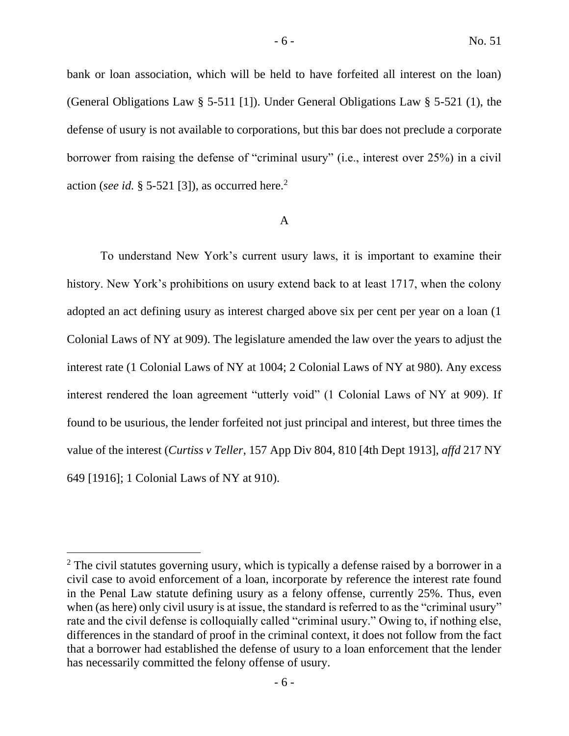bank or loan association, which will be held to have forfeited all interest on the loan) (General Obligations Law § 5-511 [1]). Under General Obligations Law § 5-521 (1), the defense of usury is not available to corporations, but this bar does not preclude a corporate borrower from raising the defense of "criminal usury" (i.e., interest over 25%) in a civil action (*see id.* § 5-521 [3]), as occurred here.[2]

### A

To understand New York's current usury laws, it is important to examine their history. New York's prohibitions on usury extend back to at least 1717, when the colony adopted an act defining usury as interest charged above six per cent per year on a loan (1 Colonial Laws of NY at 909). The legislature amended the law over the years to adjust the interest rate (1 Colonial Laws of NY at 1004; 2 Colonial Laws of NY at 980). Any excess interest rendered the loan agreement "utterly void" (1 Colonial Laws of NY at 909). If found to be usurious, the lender forfeited not just principal and interest, but three times the value of the interest (*Curtiss v Teller*, 157 App Div 804, 810 [4th Dept 1913], *affd* 217 NY 649 [1916]; 1 Colonial Laws of NY at 910).

---

[2] The civil statutes governing usury, which is typically a defense raised by a borrower in a civil case to avoid enforcement of a loan, incorporate by reference the interest rate found in the Penal Law statute defining usury as a felony offense, currently 25%. Thus, even when (as here) only civil usury is at issue, the standard is referred to as the "criminal usury" rate and the civil defense is colloquially called "criminal usury." Owing to, if nothing else, differences in the standard of proof in the criminal context, it does not follow from the fact that a borrower had established the defense of usury to a loan enforcement that the lender has necessarily committed the felony offense of usury.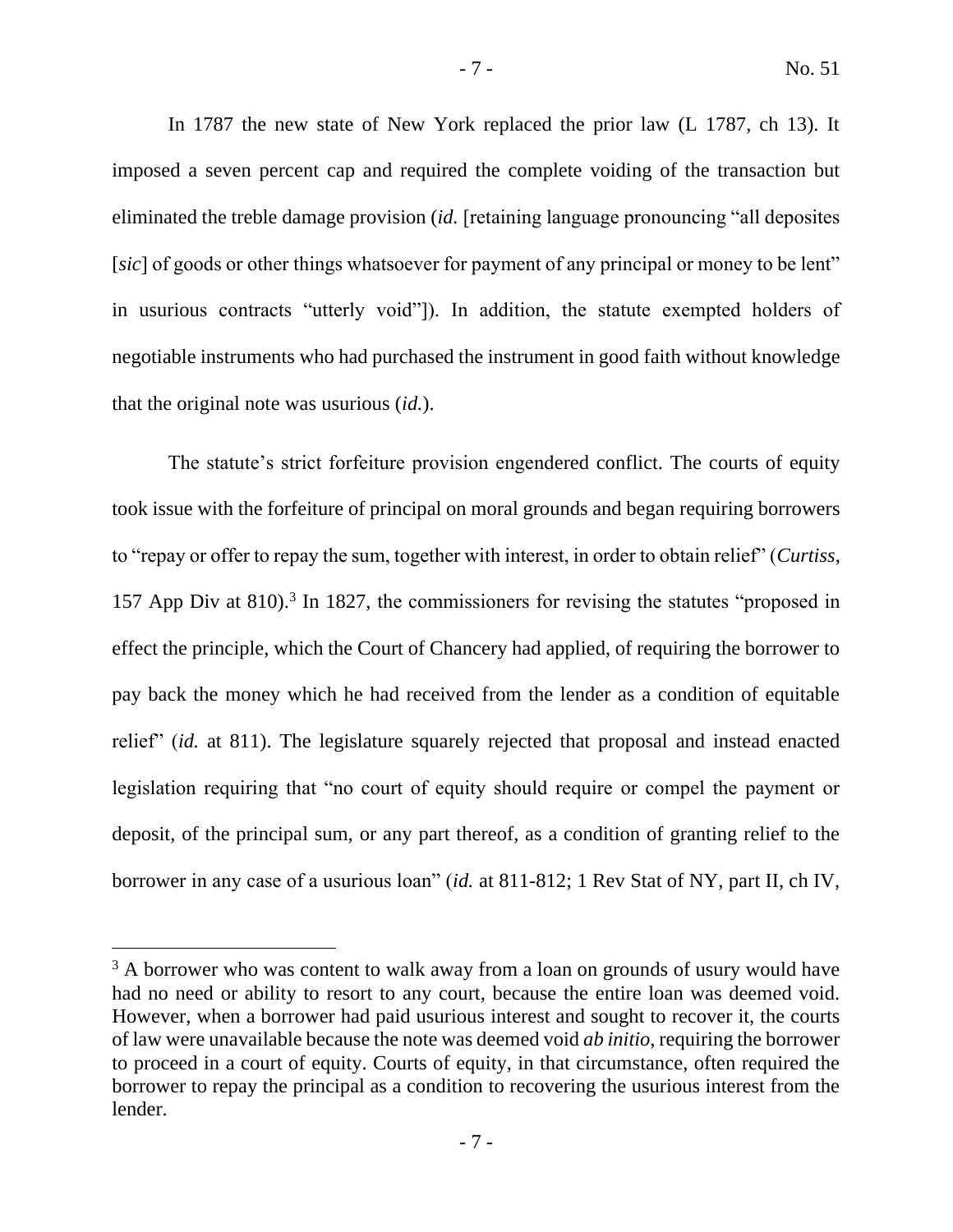In 1787 the new state of New York replaced the prior law (L 1787, ch 13). It imposed a seven percent cap and required the complete voiding of the transaction but eliminated the treble damage provision (*id.* [retaining language pronouncing "all deposites [*sic*] of goods or other things whatsoever for payment of any principal or money to be lent" in usurious contracts "utterly void"]). In addition, the statute exempted holders of negotiable instruments who had purchased the instrument in good faith without knowledge that the original note was usurious (*id.*).

The statute's strict forfeiture provision engendered conflict. The courts of equity took issue with the forfeiture of principal on moral grounds and began requiring borrowers to "repay or offer to repay the sum, together with interest, in order to obtain relief" (*Curtiss*, 157 App Div at 810).[3] In 1827, the commissioners for revising the statutes "proposed in effect the principle, which the Court of Chancery had applied, of requiring the borrower to pay back the money which he had received from the lender as a condition of equitable relief" (*id.* at 811). The legislature squarely rejected that proposal and instead enacted legislation requiring that "no court of equity should require or compel the payment or deposit, of the principal sum, or any part thereof, as a condition of granting relief to the borrower in any case of a usurious loan" (*id.* at 811-812; 1 Rev Stat of NY, part II, ch IV,

---

[3] A borrower who was content to walk away from a loan on grounds of usury would have had no need or ability to resort to any court, because the entire loan was deemed void. However, when a borrower had paid usurious interest and sought to recover it, the courts of law were unavailable because the note was deemed void *ab initio*, requiring the borrower to proceed in a court of equity. Courts of equity, in that circumstance, often required the borrower to repay the principal as a condition to recovering the usurious interest from the lender.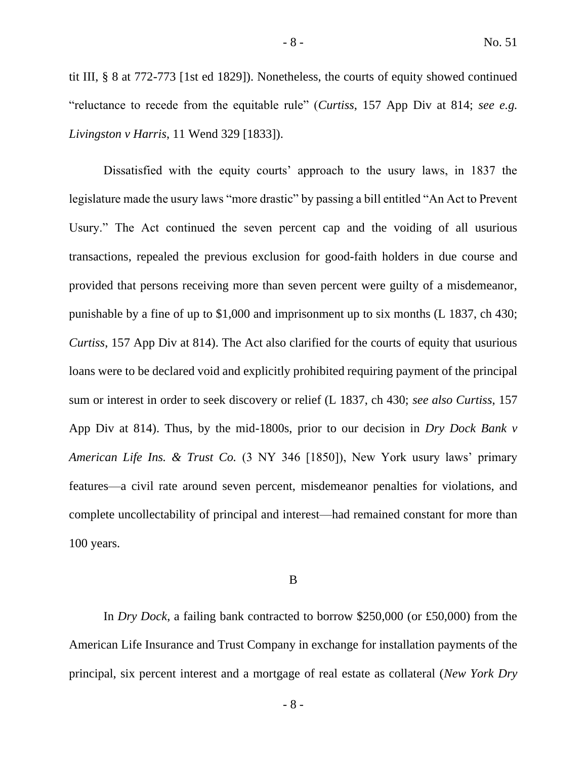tit III, § 8 at 772-773 [1st ed 1829]). Nonetheless, the courts of equity showed continued "reluctance to recede from the equitable rule" (*Curtiss*, 157 App Div at 814; *see e.g. Livingston v Harris*, 11 Wend 329 [1833]).

Dissatisfied with the equity courts' approach to the usury laws, in 1837 the legislature made the usury laws "more drastic" by passing a bill entitled "An Act to Prevent Usury." The Act continued the seven percent cap and the voiding of all usurious transactions, repealed the previous exclusion for good-faith holders in due course and provided that persons receiving more than seven percent were guilty of a misdemeanor, punishable by a fine of up to $1,000 and imprisonment up to six months (L 1837, ch 430; *Curtiss*, 157 App Div at 814). The Act also clarified for the courts of equity that usurious loans were to be declared void and explicitly prohibited requiring payment of the principal sum or interest in order to seek discovery or relief (L 1837, ch 430; *see also Curtiss*, 157 App Div at 814). Thus, by the mid-1800s, prior to our decision in *Dry Dock Bank v American Life Ins. & Trust Co.* (3 NY 346 [1850]), New York usury laws' primary features—a civil rate around seven percent, misdemeanor penalties for violations, and complete uncollectability of principal and interest—had remained constant for more than 100 years.

B

In *Dry Dock*, a failing bank contracted to borrow $250,000 (or £50,000) from the American Life Insurance and Trust Company in exchange for installation payments of the principal, six percent interest and a mortgage of real estate as collateral (*New York Dry*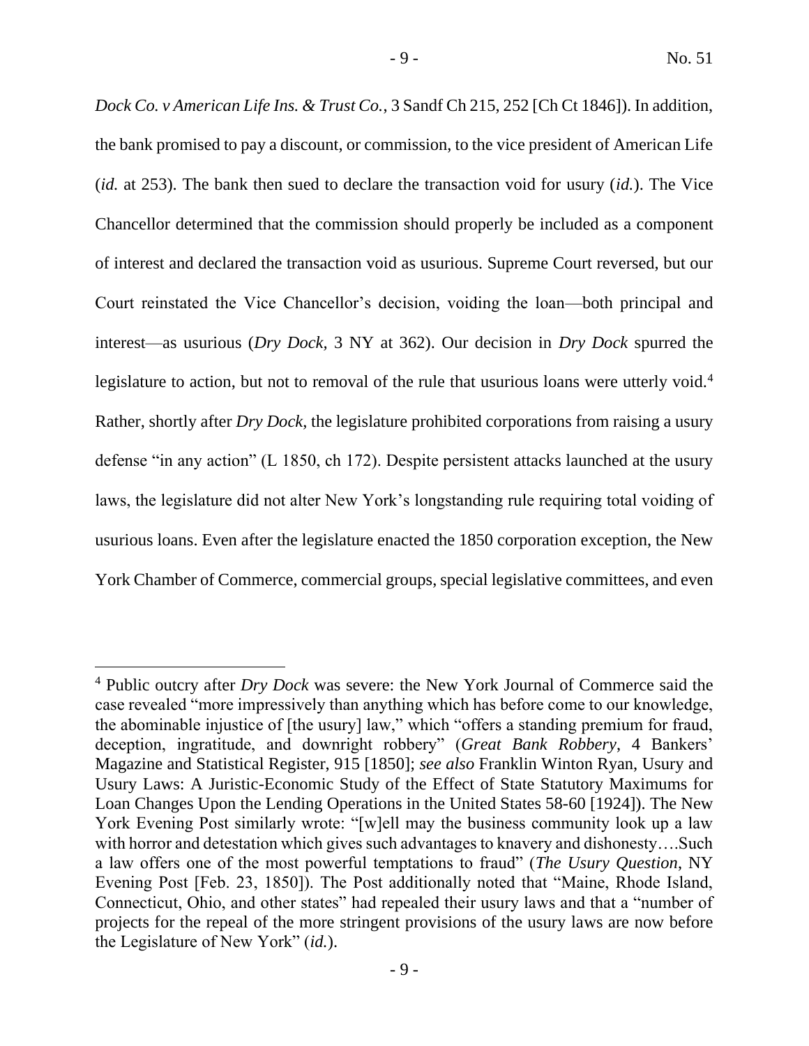*Dock Co. v American Life Ins. & Trust Co.*, 3 Sandf Ch 215, 252 [Ch Ct 1846]). In addition, the bank promised to pay a discount, or commission, to the vice president of American Life (*id.* at 253). The bank then sued to declare the transaction void for usury (*id.*). The Vice Chancellor determined that the commission should properly be included as a component of interest and declared the transaction void as usurious. Supreme Court reversed, but our Court reinstated the Vice Chancellor's decision, voiding the loan—both principal and interest—as usurious (*Dry Dock*, 3 NY at 362). Our decision in *Dry Dock* spurred the legislature to action, but not to removal of the rule that usurious loans were utterly void.[4] Rather, shortly after *Dry Dock*, the legislature prohibited corporations from raising a usury defense "in any action" (L 1850, ch 172). Despite persistent attacks launched at the usury laws, the legislature did not alter New York's longstanding rule requiring total voiding of usurious loans. Even after the legislature enacted the 1850 corporation exception, the New York Chamber of Commerce, commercial groups, special legislative committees, and even

[4] Public outcry after *Dry Dock* was severe: the New York Journal of Commerce said the case revealed "more impressively than anything which has before come to our knowledge, the abominable injustice of [the usury] law," which "offers a standing premium for fraud, deception, ingratitude, and downright robbery" (*Great Bank Robbery*, 4 Bankers' Magazine and Statistical Register, 915 [1850]; *see also* Franklin Winton Ryan, Usury and Usury Laws: A Juristic-Economic Study of the Effect of State Statutory Maximums for Loan Changes Upon the Lending Operations in the United States 58-60 [1924]). The New York Evening Post similarly wrote: "[w]ell may the business community look up a law with horror and detestation which gives such advantages to knavery and dishonesty….Such a law offers one of the most powerful temptations to fraud" (*The Usury Question*, NY Evening Post [Feb. 23, 1850]). The Post additionally noted that "Maine, Rhode Island, Connecticut, Ohio, and other states" had repealed their usury laws and that a "number of projects for the repeal of the more stringent provisions of the usury laws are now before the Legislature of New York" (*id.*).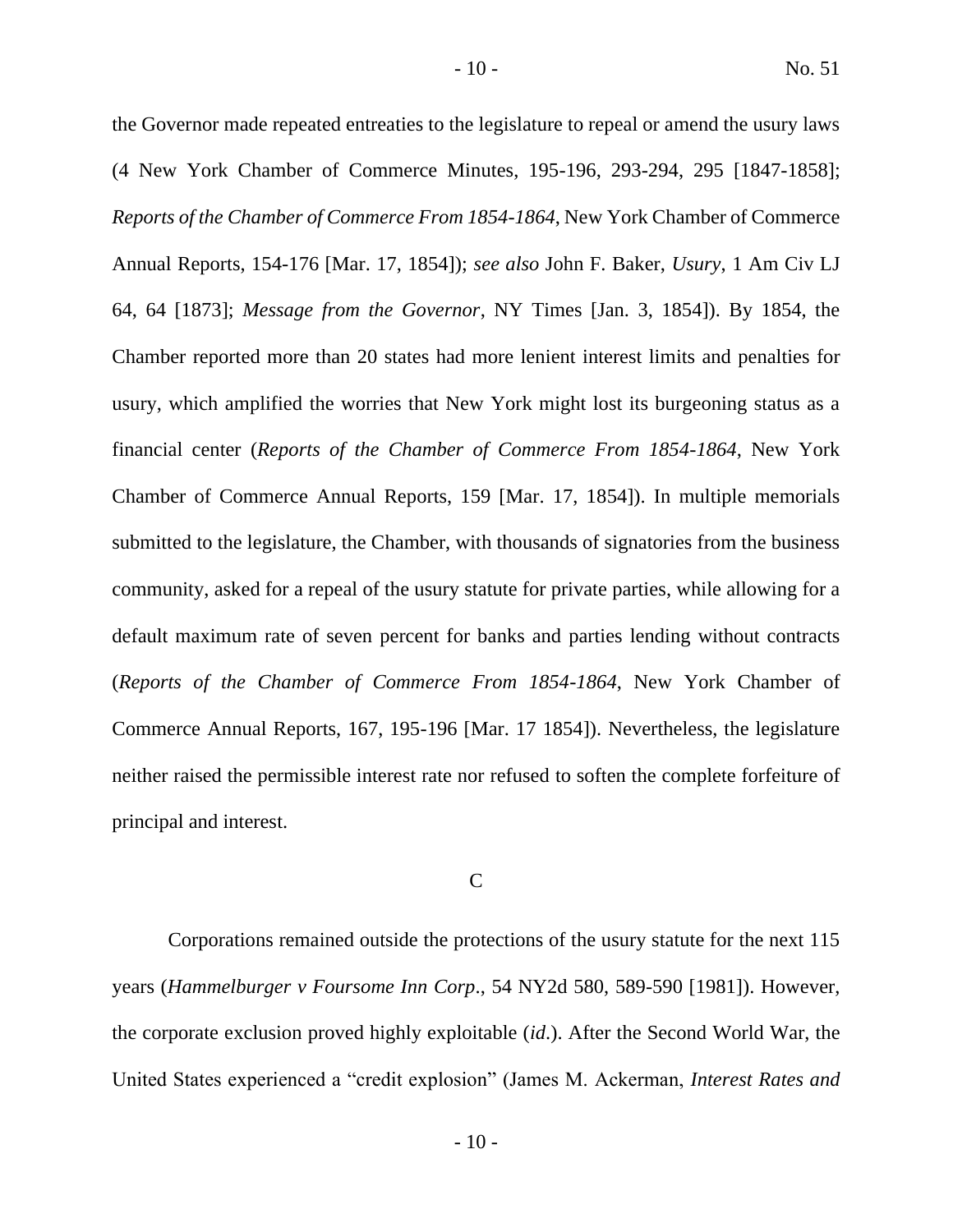the Governor made repeated entreaties to the legislature to repeal or amend the usury laws (4 New York Chamber of Commerce Minutes, 195-196, 293-294, 295 [1847-1858]; *Reports of the Chamber of Commerce From 1854-1864*, New York Chamber of Commerce Annual Reports, 154-176 [Mar. 17, 1854]); *see also* John F. Baker, *Usury*, 1 Am Civ LJ 64, 64 [1873]; *Message from the Governor*, NY Times [Jan. 3, 1854]). By 1854, the Chamber reported more than 20 states had more lenient interest limits and penalties for usury, which amplified the worries that New York might lost its burgeoning status as a financial center (*Reports of the Chamber of Commerce From 1854-1864*, New York Chamber of Commerce Annual Reports, 159 [Mar. 17, 1854]). In multiple memorials submitted to the legislature, the Chamber, with thousands of signatories from the business community, asked for a repeal of the usury statute for private parties, while allowing for a default maximum rate of seven percent for banks and parties lending without contracts (*Reports of the Chamber of Commerce From 1854-1864*, New York Chamber of Commerce Annual Reports, 167, 195-196 [Mar. 17 1854]). Nevertheless, the legislature neither raised the permissible interest rate nor refused to soften the complete forfeiture of principal and interest.

### C

Corporations remained outside the protections of the usury statute for the next 115 years (*Hammelburger v Foursome Inn Corp*., 54 NY2d 580, 589-590 [1981]). However, the corporate exclusion proved highly exploitable (*id*.). After the Second World War, the United States experienced a "credit explosion" (James M. Ackerman, *Interest Rates and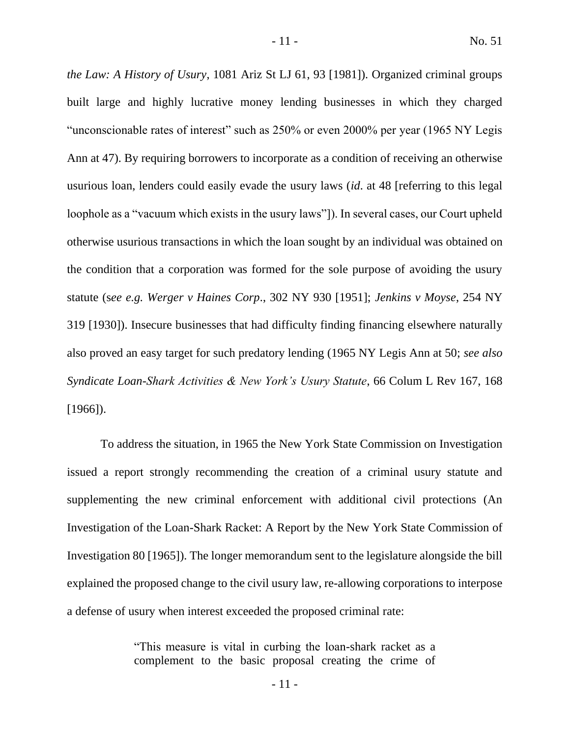*the Law: A History of Usury*, 1081 Ariz St LJ 61, 93 [1981]). Organized criminal groups built large and highly lucrative money lending businesses in which they charged "unconscionable rates of interest" such as 250% or even 2000% per year (1965 NY Legis Ann at 47). By requiring borrowers to incorporate as a condition of receiving an otherwise usurious loan, lenders could easily evade the usury laws (*id*. at 48 [referring to this legal loophole as a "vacuum which exists in the usury laws"]). In several cases, our Court upheld otherwise usurious transactions in which the loan sought by an individual was obtained on the condition that a corporation was formed for the sole purpose of avoiding the usury statute (s*ee e.g. Werger v Haines Corp*., 302 NY 930 [1951]; *Jenkins v Moyse*, 254 NY 319 [1930]). Insecure businesses that had difficulty finding financing elsewhere naturally also proved an easy target for such predatory lending (1965 NY Legis Ann at 50; *see also Syndicate Loan-Shark Activities & New York's Usury Statute*, 66 Colum L Rev 167, 168 [1966]).

To address the situation, in 1965 the New York State Commission on Investigation issued a report strongly recommending the creation of a criminal usury statute and supplementing the new criminal enforcement with additional civil protections (An Investigation of the Loan-Shark Racket: A Report by the New York State Commission of Investigation 80 [1965]). The longer memorandum sent to the legislature alongside the bill explained the proposed change to the civil usury law, re-allowing corporations to interpose a defense of usury when interest exceeded the proposed criminal rate:

> "This measure is vital in curbing the loan-shark racket as a complement to the basic proposal creating the crime of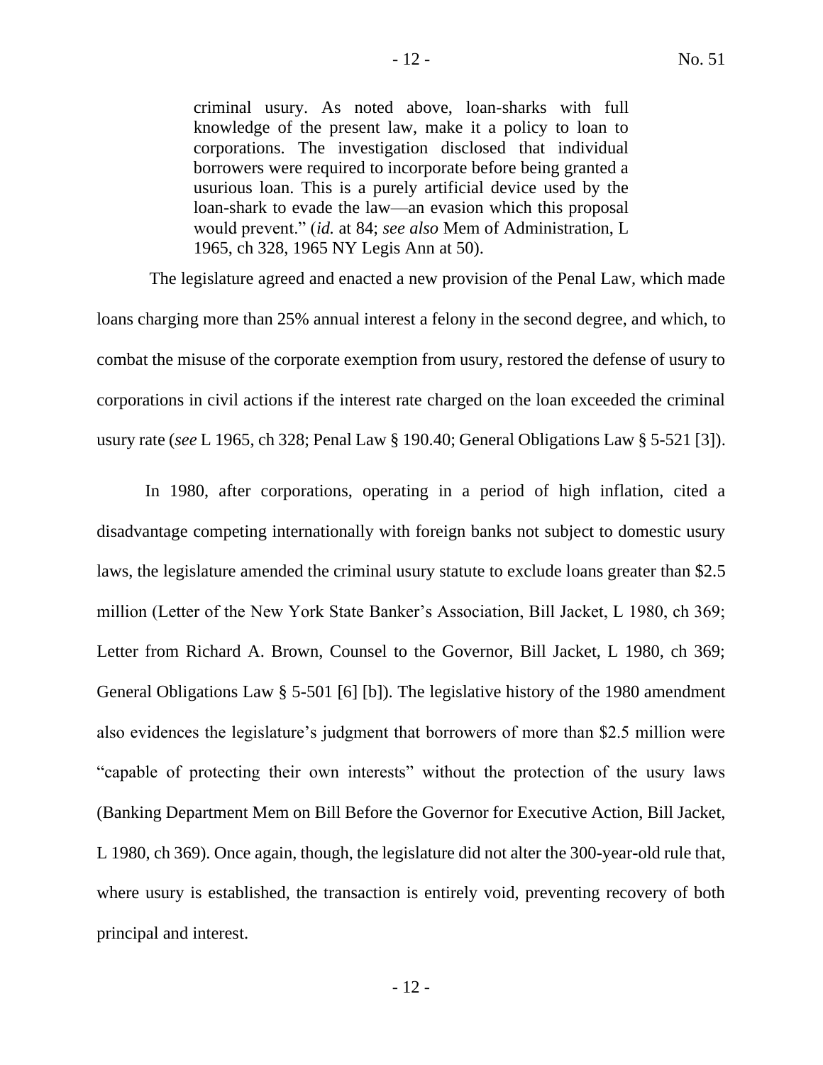> criminal usury. As noted above, loan-sharks with full knowledge of the present law, make it a policy to loan to corporations. The investigation disclosed that individual borrowers were required to incorporate before being granted a usurious loan. This is a purely artificial device used by the loan-shark to evade the law—an evasion which this proposal would prevent." (*id.* at 84; *see also* Mem of Administration, L 1965, ch 328, 1965 NY Legis Ann at 50).

The legislature agreed and enacted a new provision of the Penal Law, which made loans charging more than 25% annual interest a felony in the second degree, and which, to combat the misuse of the corporate exemption from usury, restored the defense of usury to corporations in civil actions if the interest rate charged on the loan exceeded the criminal usury rate (*see* L 1965, ch 328; Penal Law § 190.40; General Obligations Law § 5-521 [3]).

In 1980, after corporations, operating in a period of high inflation, cited a disadvantage competing internationally with foreign banks not subject to domestic usury laws, the legislature amended the criminal usury statute to exclude loans greater than $2.5 million (Letter of the New York State Banker's Association, Bill Jacket, L 1980, ch 369; Letter from Richard A. Brown, Counsel to the Governor, Bill Jacket, L 1980, ch 369; General Obligations Law § 5-501 [6] [b]). The legislative history of the 1980 amendment also evidences the legislature's judgment that borrowers of more than $2.5 million were "capable of protecting their own interests" without the protection of the usury laws (Banking Department Mem on Bill Before the Governor for Executive Action, Bill Jacket, L 1980, ch 369). Once again, though, the legislature did not alter the 300-year-old rule that, where usury is established, the transaction is entirely void, preventing recovery of both principal and interest.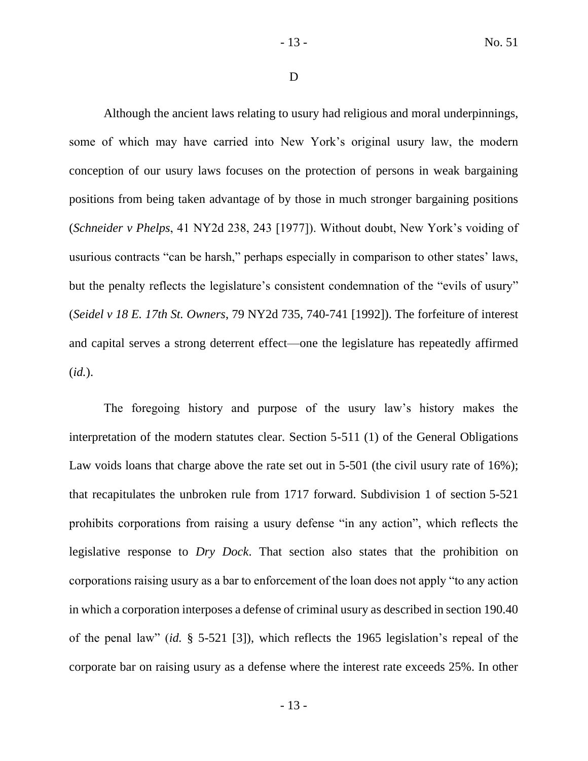D

Although the ancient laws relating to usury had religious and moral underpinnings, some of which may have carried into New York's original usury law, the modern conception of our usury laws focuses on the protection of persons in weak bargaining positions from being taken advantage of by those in much stronger bargaining positions (*Schneider v Phelps*, 41 NY2d 238, 243 [1977]). Without doubt, New York's voiding of usurious contracts "can be harsh," perhaps especially in comparison to other states' laws, but the penalty reflects the legislature's consistent condemnation of the "evils of usury" (*Seidel v 18 E. 17th St. Owners*, 79 NY2d 735, 740-741 [1992]). The forfeiture of interest and capital serves a strong deterrent effect—one the legislature has repeatedly affirmed (*id.*).

The foregoing history and purpose of the usury law's history makes the interpretation of the modern statutes clear. Section 5-511 (1) of the General Obligations Law voids loans that charge above the rate set out in 5-501 (the civil usury rate of 16%); that recapitulates the unbroken rule from 1717 forward. Subdivision 1 of section 5-521 prohibits corporations from raising a usury defense "in any action", which reflects the legislative response to *Dry Dock*. That section also states that the prohibition on corporations raising usury as a bar to enforcement of the loan does not apply "to any action in which a corporation interposes a defense of criminal usury as described in section 190.40 of the penal law" (*id.* § 5-521 [3]), which reflects the 1965 legislation's repeal of the corporate bar on raising usury as a defense where the interest rate exceeds 25%. In other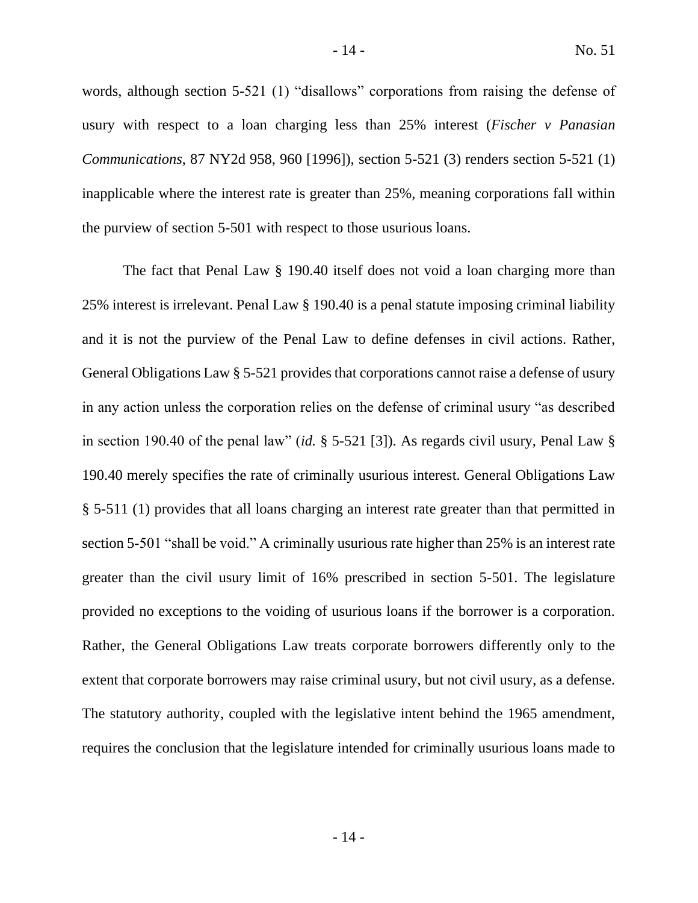words, although section 5-521 (1) "disallows" corporations from raising the defense of usury with respect to a loan charging less than 25% interest (*Fischer v Panasian Communications*, 87 NY2d 958, 960 [1996]), section 5-521 (3) renders section 5-521 (1) inapplicable where the interest rate is greater than 25%, meaning corporations fall within the purview of section 5-501 with respect to those usurious loans.

The fact that Penal Law § 190.40 itself does not void a loan charging more than 25% interest is irrelevant. Penal Law § 190.40 is a penal statute imposing criminal liability and it is not the purview of the Penal Law to define defenses in civil actions. Rather, General Obligations Law § 5-521 provides that corporations cannot raise a defense of usury in any action unless the corporation relies on the defense of criminal usury "as described in section 190.40 of the penal law" (*id.* § 5-521 [3]). As regards civil usury, Penal Law § 190.40 merely specifies the rate of criminally usurious interest. General Obligations Law § 5-511 (1) provides that all loans charging an interest rate greater than that permitted in section 5-501 "shall be void." A criminally usurious rate higher than 25% is an interest rate greater than the civil usury limit of 16% prescribed in section 5-501. The legislature provided no exceptions to the voiding of usurious loans if the borrower is a corporation. Rather, the General Obligations Law treats corporate borrowers differently only to the extent that corporate borrowers may raise criminal usury, but not civil usury, as a defense. The statutory authority, coupled with the legislative intent behind the 1965 amendment, requires the conclusion that the legislature intended for criminally usurious loans made to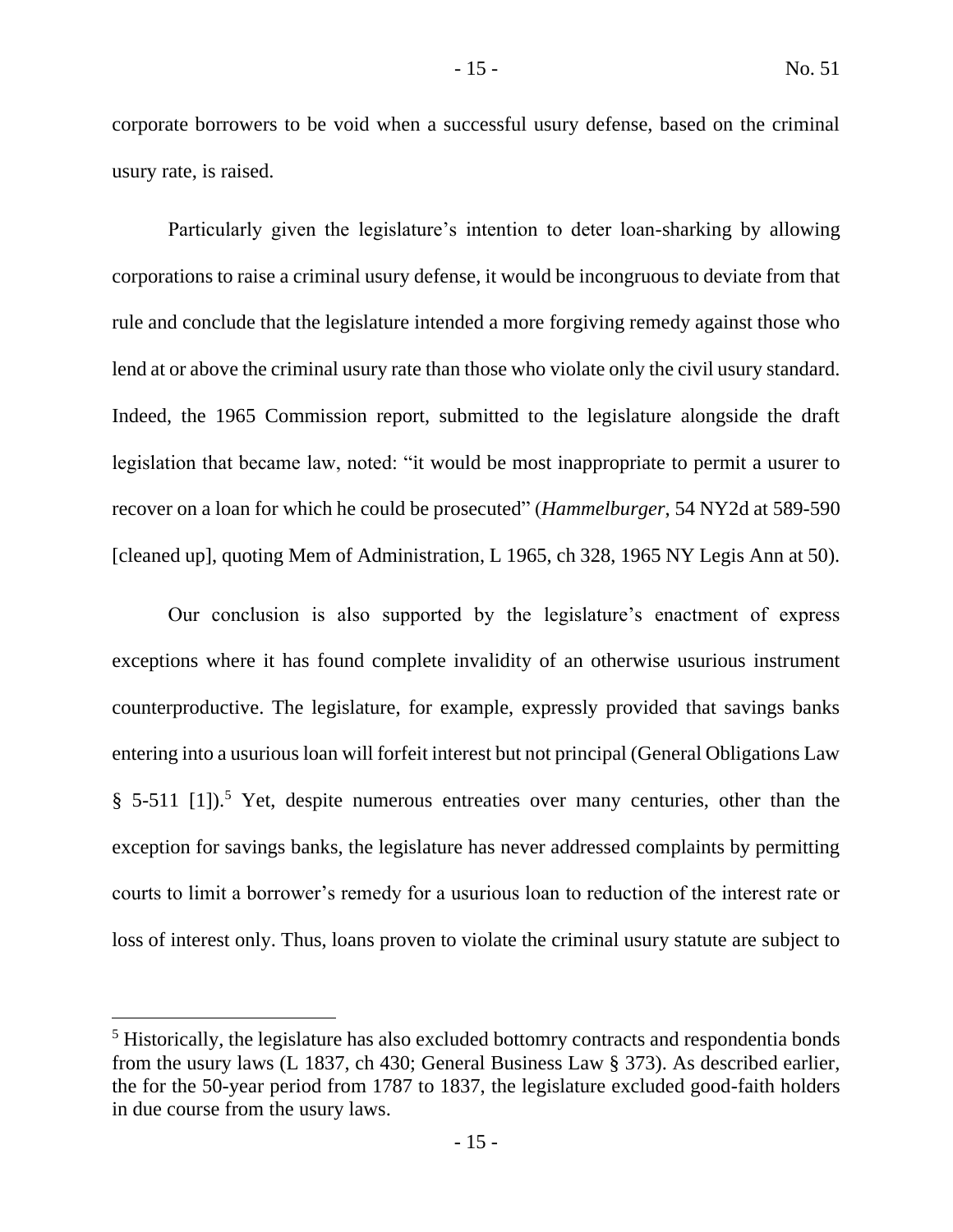corporate borrowers to be void when a successful usury defense, based on the criminal usury rate, is raised.

Particularly given the legislature's intention to deter loan-sharking by allowing corporations to raise a criminal usury defense, it would be incongruous to deviate from that rule and conclude that the legislature intended a more forgiving remedy against those who lend at or above the criminal usury rate than those who violate only the civil usury standard. Indeed, the 1965 Commission report, submitted to the legislature alongside the draft legislation that became law, noted: "it would be most inappropriate to permit a usurer to recover on a loan for which he could be prosecuted" (*Hammelburger*, 54 NY2d at 589-590 [cleaned up], quoting Mem of Administration, L 1965, ch 328, 1965 NY Legis Ann at 50).

Our conclusion is also supported by the legislature's enactment of express exceptions where it has found complete invalidity of an otherwise usurious instrument counterproductive. The legislature, for example, expressly provided that savings banks entering into a usurious loan will forfeit interest but not principal (General Obligations Law § 5-511 [1]).[5] Yet, despite numerous entreaties over many centuries, other than the exception for savings banks, the legislature has never addressed complaints by permitting courts to limit a borrower's remedy for a usurious loan to reduction of the interest rate or loss of interest only. Thus, loans proven to violate the criminal usury statute are subject to

---

[5] Historically, the legislature has also excluded bottomry contracts and respondentia bonds from the usury laws (L 1837, ch 430; General Business Law § 373). As described earlier, the for the 50-year period from 1787 to 1837, the legislature excluded good-faith holders in due course from the usury laws.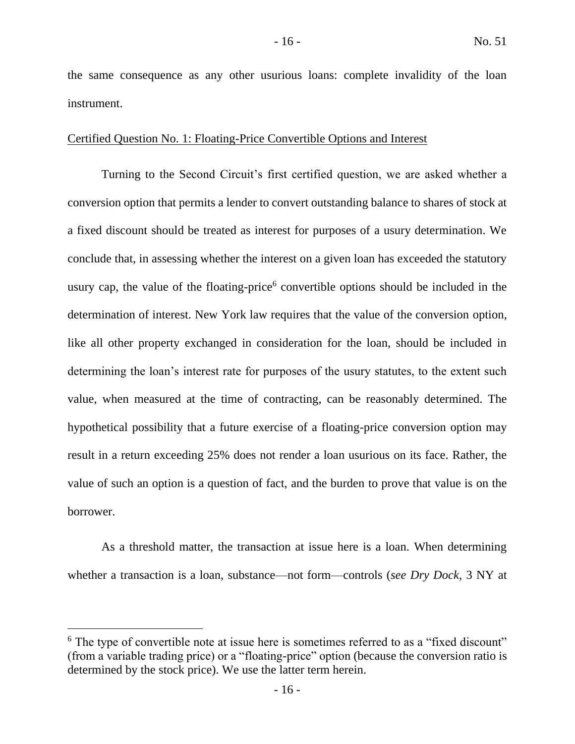the same consequence as any other usurious loans: complete invalidity of the loan instrument.

Certified Question No. 1: Floating-Price Convertible Options and Interest

Turning to the Second Circuit's first certified question, we are asked whether a conversion option that permits a lender to convert outstanding balance to shares of stock at a fixed discount should be treated as interest for purposes of a usury determination. We conclude that, in assessing whether the interest on a given loan has exceeded the statutory usury cap, the value of the floating-price[6] convertible options should be included in the determination of interest. New York law requires that the value of the conversion option, like all other property exchanged in consideration for the loan, should be included in determining the loan's interest rate for purposes of the usury statutes, to the extent such value, when measured at the time of contracting, can be reasonably determined. The hypothetical possibility that a future exercise of a floating-price conversion option may result in a return exceeding 25% does not render a loan usurious on its face. Rather, the value of such an option is a question of fact, and the burden to prove that value is on the borrower.

As a threshold matter, the transaction at issue here is a loan. When determining whether a transaction is a loan, substance—not form—controls (*see Dry Dock*, 3 NY at

---

[6] The type of convertible note at issue here is sometimes referred to as a "fixed discount" (from a variable trading price) or a "floating-price" option (because the conversion ratio is determined by the stock price). We use the latter term herein.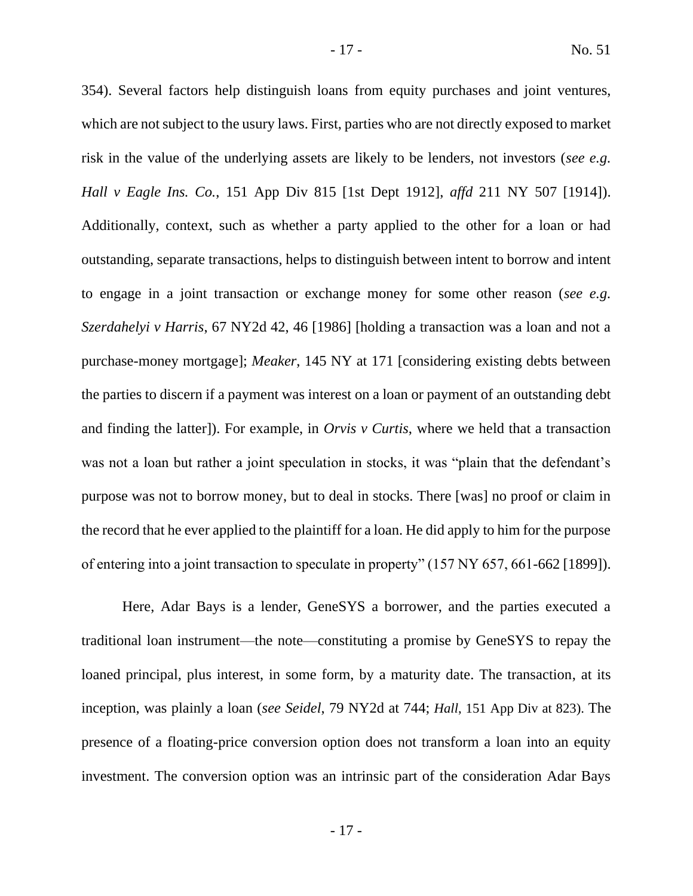354). Several factors help distinguish loans from equity purchases and joint ventures, which are not subject to the usury laws. First, parties who are not directly exposed to market risk in the value of the underlying assets are likely to be lenders, not investors (*see e.g. Hall v Eagle Ins. Co.*, 151 App Div 815 [1st Dept 1912], *affd* 211 NY 507 [1914]). Additionally, context, such as whether a party applied to the other for a loan or had outstanding, separate transactions, helps to distinguish between intent to borrow and intent to engage in a joint transaction or exchange money for some other reason (*see e.g. Szerdahelyi v Harris*, 67 NY2d 42, 46 [1986] [holding a transaction was a loan and not a purchase-money mortgage]; *Meaker*, 145 NY at 171 [considering existing debts between the parties to discern if a payment was interest on a loan or payment of an outstanding debt and finding the latter]). For example, in *Orvis v Curtis*, where we held that a transaction was not a loan but rather a joint speculation in stocks, it was "plain that the defendant's purpose was not to borrow money, but to deal in stocks. There [was] no proof or claim in the record that he ever applied to the plaintiff for a loan. He did apply to him for the purpose of entering into a joint transaction to speculate in property" (157 NY 657, 661-662 [1899]).

Here, Adar Bays is a lender, GeneSYS a borrower, and the parties executed a traditional loan instrument—the note—constituting a promise by GeneSYS to repay the loaned principal, plus interest, in some form, by a maturity date. The transaction, at its inception, was plainly a loan (*see Seidel*, 79 NY2d at 744; *Hall*, 151 App Div at 823). The presence of a floating-price conversion option does not transform a loan into an equity investment. The conversion option was an intrinsic part of the consideration Adar Bays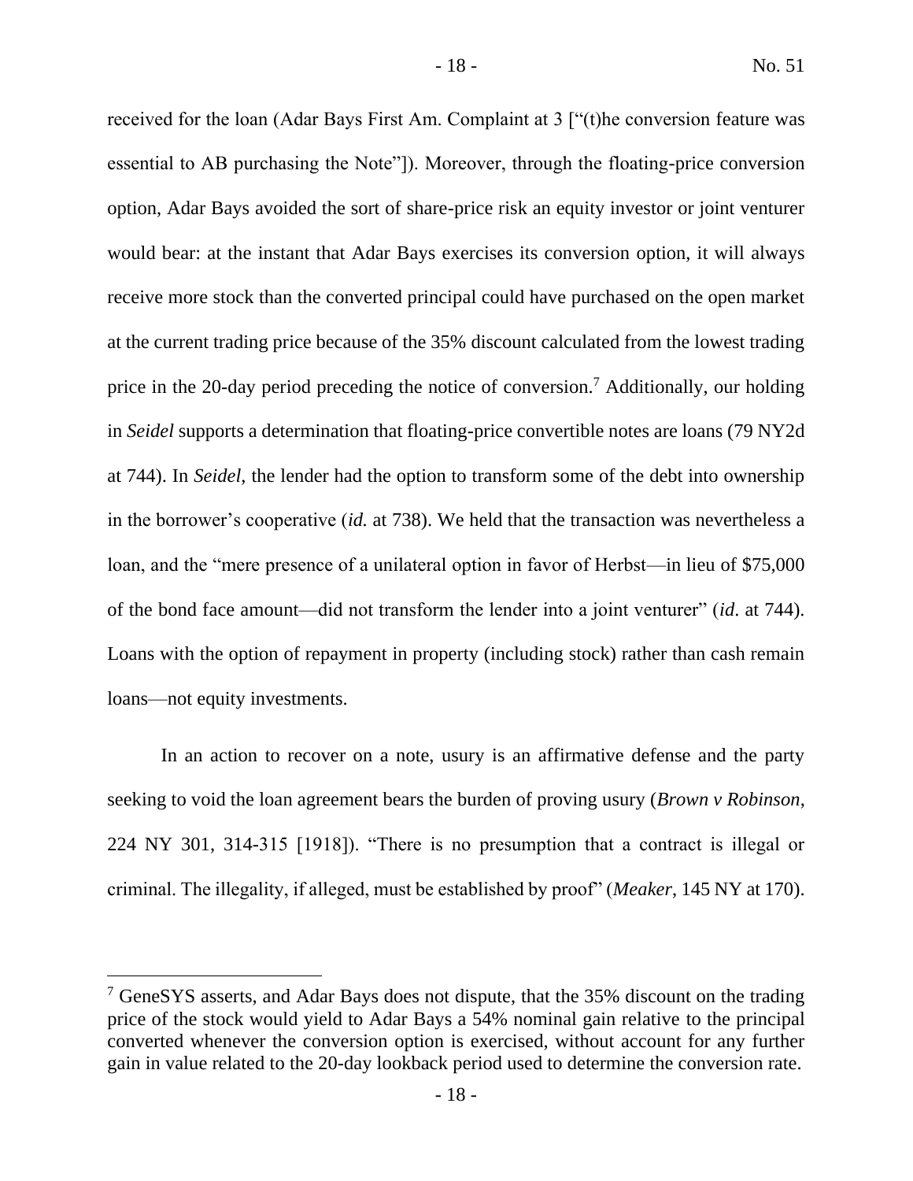received for the loan (Adar Bays First Am. Complaint at 3 ["(t)he conversion feature was essential to AB purchasing the Note"]). Moreover, through the floating-price conversion option, Adar Bays avoided the sort of share-price risk an equity investor or joint venturer would bear: at the instant that Adar Bays exercises its conversion option, it will always receive more stock than the converted principal could have purchased on the open market at the current trading price because of the 35% discount calculated from the lowest trading price in the 20-day period preceding the notice of conversion.[7] Additionally, our holding in *Seidel* supports a determination that floating-price convertible notes are loans (79 NY2d at 744). In *Seidel*, the lender had the option to transform some of the debt into ownership in the borrower's cooperative (*id.* at 738). We held that the transaction was nevertheless a loan, and the "mere presence of a unilateral option in favor of Herbst—in lieu of $75,000 of the bond face amount—did not transform the lender into a joint venturer" (*id*. at 744). Loans with the option of repayment in property (including stock) rather than cash remain loans—not equity investments.

In an action to recover on a note, usury is an affirmative defense and the party seeking to void the loan agreement bears the burden of proving usury (*Brown v Robinson*, 224 NY 301, 314-315 [1918]). "There is no presumption that a contract is illegal or criminal. The illegality, if alleged, must be established by proof" (*Meaker*, 145 NY at 170).

---

[7] GeneSYS asserts, and Adar Bays does not dispute, that the 35% discount on the trading price of the stock would yield to Adar Bays a 54% nominal gain relative to the principal converted whenever the conversion option is exercised, without account for any further gain in value related to the 20-day lookback period used to determine the conversion rate.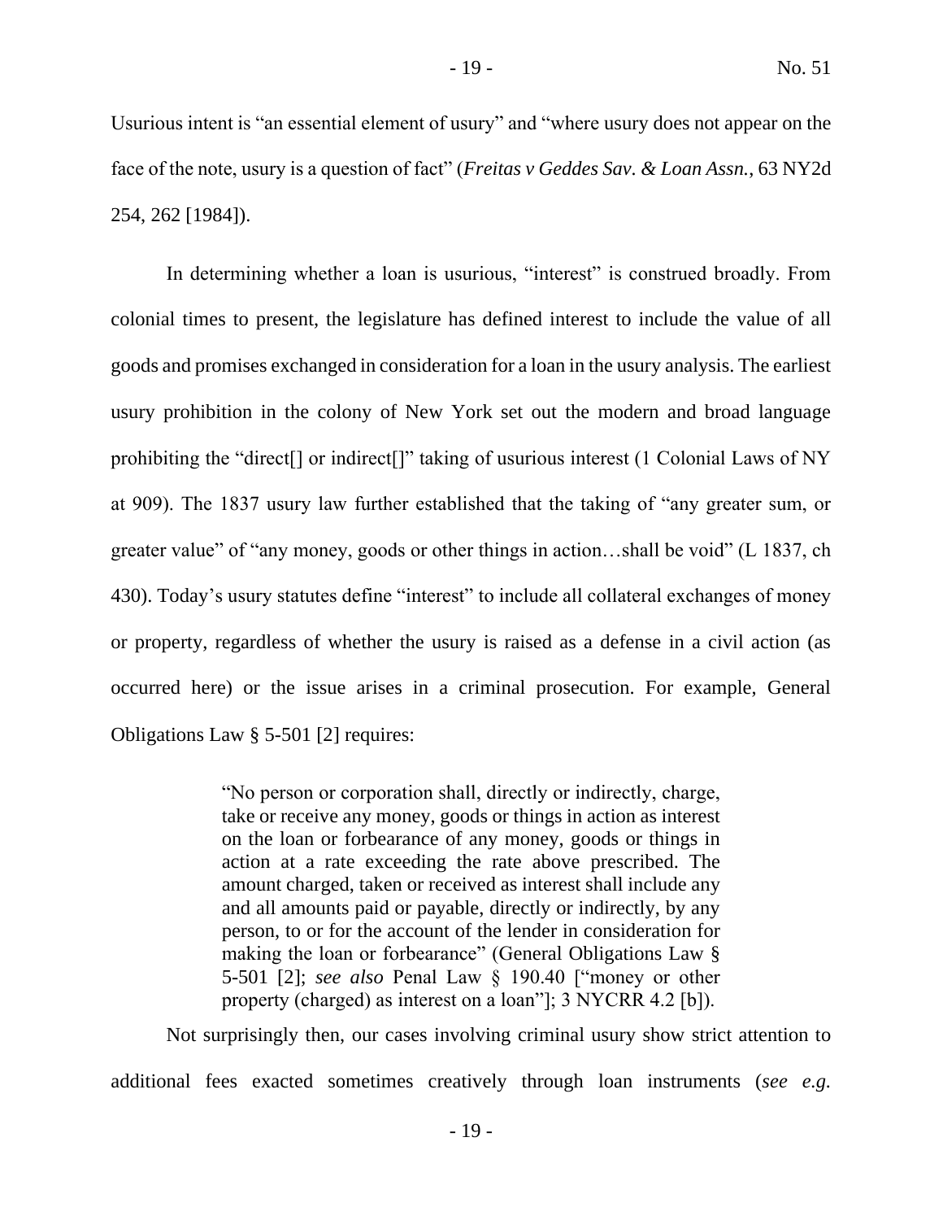Usurious intent is "an essential element of usury" and "where usury does not appear on the face of the note, usury is a question of fact" (*Freitas v Geddes Sav. & Loan Assn.*, 63 NY2d 254, 262 [1984]).

In determining whether a loan is usurious, "interest" is construed broadly. From colonial times to present, the legislature has defined interest to include the value of all goods and promises exchanged in consideration for a loan in the usury analysis. The earliest usury prohibition in the colony of New York set out the modern and broad language prohibiting the "direct[] or indirect[]" taking of usurious interest (1 Colonial Laws of NY at 909). The 1837 usury law further established that the taking of "any greater sum, or greater value" of "any money, goods or other things in action…shall be void" (L 1837, ch 430). Today's usury statutes define "interest" to include all collateral exchanges of money or property, regardless of whether the usury is raised as a defense in a civil action (as occurred here) or the issue arises in a criminal prosecution. For example, General Obligations Law § 5-501 [2] requires:

> "No person or corporation shall, directly or indirectly, charge, take or receive any money, goods or things in action as interest on the loan or forbearance of any money, goods or things in action at a rate exceeding the rate above prescribed. The amount charged, taken or received as interest shall include any and all amounts paid or payable, directly or indirectly, by any person, to or for the account of the lender in consideration for making the loan or forbearance" (General Obligations Law § 5-501 [2]; *see also* Penal Law § 190.40 ["money or other property (charged) as interest on a loan"]; 3 NYCRR 4.2 [b]).

Not surprisingly then, our cases involving criminal usury show strict attention to additional fees exacted sometimes creatively through loan instruments (*see e.g.*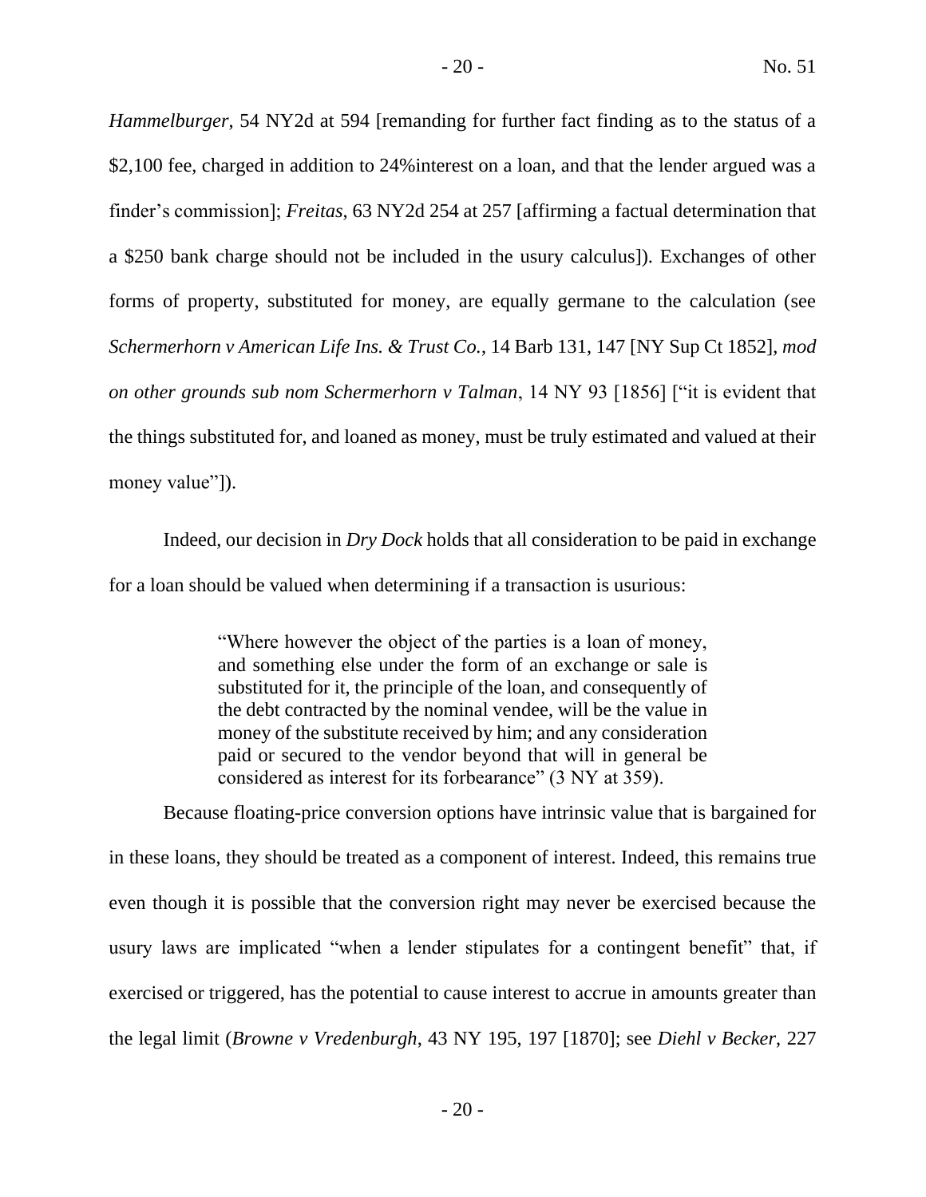*Hammelburger*, 54 NY2d at 594 [remanding for further fact finding as to the status of a $2,100 fee, charged in addition to 24%interest on a loan, and that the lender argued was a finder's commission]; *Freitas*, 63 NY2d 254 at 257 [affirming a factual determination that a $250 bank charge should not be included in the usury calculus]). Exchanges of other forms of property, substituted for money, are equally germane to the calculation (see *Schermerhorn v American Life Ins. & Trust Co.*, 14 Barb 131, 147 [NY Sup Ct 1852], *mod on other grounds sub nom Schermerhorn v Talman*, 14 NY 93 [1856] ["it is evident that the things substituted for, and loaned as money, must be truly estimated and valued at their money value"]).

Indeed, our decision in *Dry Dock* holds that all consideration to be paid in exchange for a loan should be valued when determining if a transaction is usurious:

> "Where however the object of the parties is a loan of money, and something else under the form of an exchange or sale is substituted for it, the principle of the loan, and consequently of the debt contracted by the nominal vendee, will be the value in money of the substitute received by him; and any consideration paid or secured to the vendor beyond that will in general be considered as interest for its forbearance" (3 NY at 359).

Because floating-price conversion options have intrinsic value that is bargained for in these loans, they should be treated as a component of interest. Indeed, this remains true even though it is possible that the conversion right may never be exercised because the usury laws are implicated "when a lender stipulates for a contingent benefit" that, if exercised or triggered, has the potential to cause interest to accrue in amounts greater than the legal limit (*Browne v Vredenburgh*, 43 NY 195, 197 [1870]; see *Diehl v Becker*, 227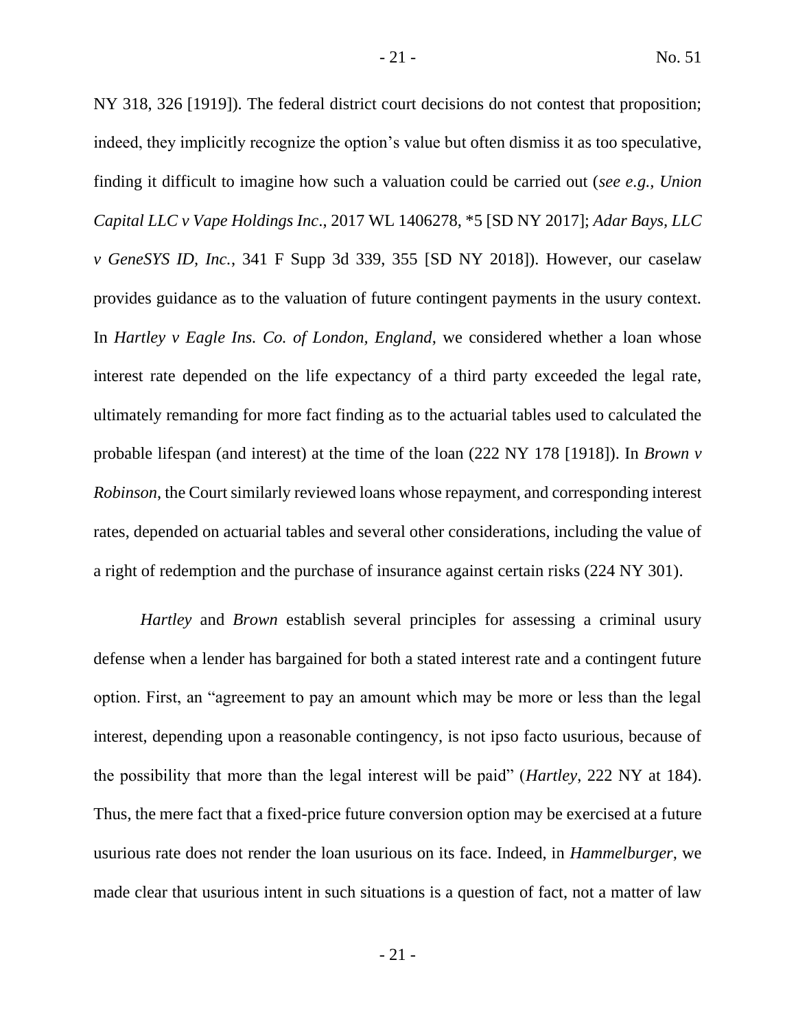NY 318, 326 [1919]). The federal district court decisions do not contest that proposition; indeed, they implicitly recognize the option's value but often dismiss it as too speculative, finding it difficult to imagine how such a valuation could be carried out (*see e.g., Union Capital LLC v Vape Holdings Inc*., 2017 WL 1406278, *5 [SD NY 2017]; *Adar Bays, LLC v GeneSYS ID, Inc.*, 341 F Supp 3d 339, 355 [SD NY 2018]). However, our caselaw provides guidance as to the valuation of future contingent payments in the usury context. In *Hartley v Eagle Ins. Co. of London, England*, we considered whether a loan whose interest rate depended on the life expectancy of a third party exceeded the legal rate, ultimately remanding for more fact finding as to the actuarial tables used to calculated the probable lifespan (and interest) at the time of the loan (222 NY 178 [1918]). In *Brown v Robinson*, the Court similarly reviewed loans whose repayment, and corresponding interest rates, depended on actuarial tables and several other considerations, including the value of a right of redemption and the purchase of insurance against certain risks (224 NY 301).

*Hartley* and *Brown* establish several principles for assessing a criminal usury defense when a lender has bargained for both a stated interest rate and a contingent future option. First, an "agreement to pay an amount which may be more or less than the legal interest, depending upon a reasonable contingency, is not ipso facto usurious, because of the possibility that more than the legal interest will be paid" (*Hartley*, 222 NY at 184). Thus, the mere fact that a fixed-price future conversion option may be exercised at a future usurious rate does not render the loan usurious on its face. Indeed, in *Hammelburger*, we made clear that usurious intent in such situations is a question of fact, not a matter of law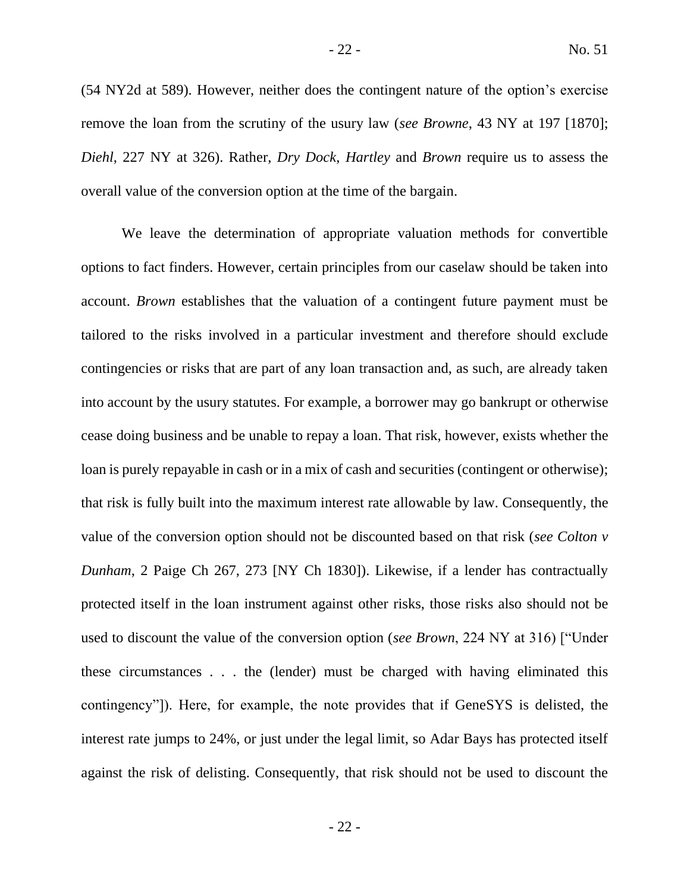(54 NY2d at 589). However, neither does the contingent nature of the option's exercise remove the loan from the scrutiny of the usury law (*see Browne*, 43 NY at 197 [1870]; *Diehl*, 227 NY at 326). Rather, *Dry Dock*, *Hartley* and *Brown* require us to assess the overall value of the conversion option at the time of the bargain.

We leave the determination of appropriate valuation methods for convertible options to fact finders. However, certain principles from our caselaw should be taken into account. *Brown* establishes that the valuation of a contingent future payment must be tailored to the risks involved in a particular investment and therefore should exclude contingencies or risks that are part of any loan transaction and, as such, are already taken into account by the usury statutes. For example, a borrower may go bankrupt or otherwise cease doing business and be unable to repay a loan. That risk, however, exists whether the loan is purely repayable in cash or in a mix of cash and securities (contingent or otherwise); that risk is fully built into the maximum interest rate allowable by law. Consequently, the value of the conversion option should not be discounted based on that risk (*see Colton v Dunham*, 2 Paige Ch 267, 273 [NY Ch 1830]). Likewise, if a lender has contractually protected itself in the loan instrument against other risks, those risks also should not be used to discount the value of the conversion option (*see Brown*, 224 NY at 316) ["Under these circumstances . . . the (lender) must be charged with having eliminated this contingency"]). Here, for example, the note provides that if GeneSYS is delisted, the interest rate jumps to 24%, or just under the legal limit, so Adar Bays has protected itself against the risk of delisting. Consequently, that risk should not be used to discount the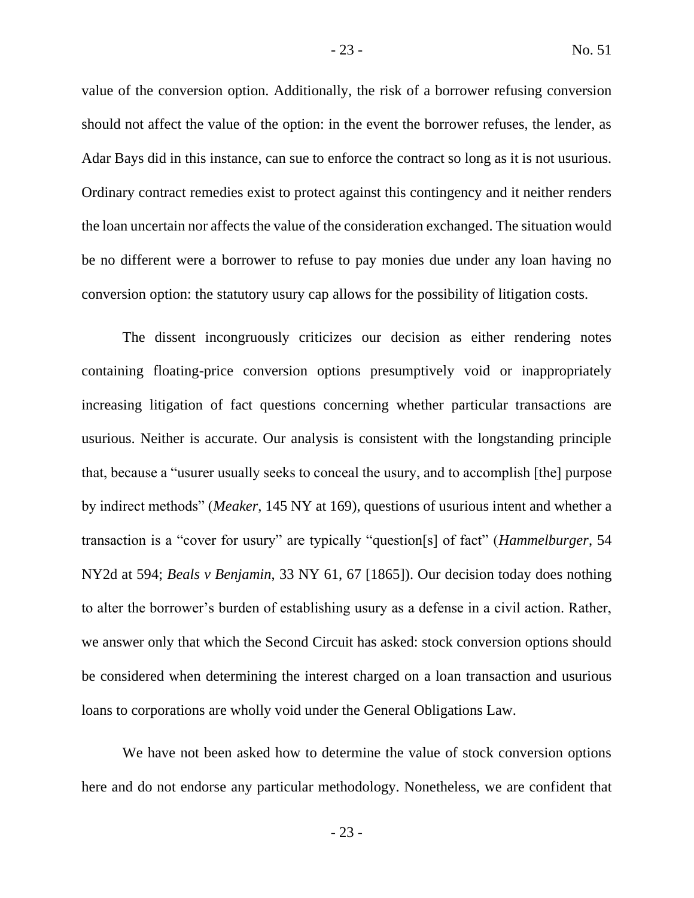value of the conversion option. Additionally, the risk of a borrower refusing conversion should not affect the value of the option: in the event the borrower refuses, the lender, as Adar Bays did in this instance, can sue to enforce the contract so long as it is not usurious. Ordinary contract remedies exist to protect against this contingency and it neither renders the loan uncertain nor affects the value of the consideration exchanged. The situation would be no different were a borrower to refuse to pay monies due under any loan having no conversion option: the statutory usury cap allows for the possibility of litigation costs.

The dissent incongruously criticizes our decision as either rendering notes containing floating-price conversion options presumptively void or inappropriately increasing litigation of fact questions concerning whether particular transactions are usurious. Neither is accurate. Our analysis is consistent with the longstanding principle that, because a "usurer usually seeks to conceal the usury, and to accomplish [the] purpose by indirect methods" (*Meaker*, 145 NY at 169), questions of usurious intent and whether a transaction is a "cover for usury" are typically "question[s] of fact" (*Hammelburger*, 54 NY2d at 594; *Beals v Benjamin*, 33 NY 61, 67 [1865]). Our decision today does nothing to alter the borrower's burden of establishing usury as a defense in a civil action. Rather, we answer only that which the Second Circuit has asked: stock conversion options should be considered when determining the interest charged on a loan transaction and usurious loans to corporations are wholly void under the General Obligations Law.

We have not been asked how to determine the value of stock conversion options here and do not endorse any particular methodology. Nonetheless, we are confident that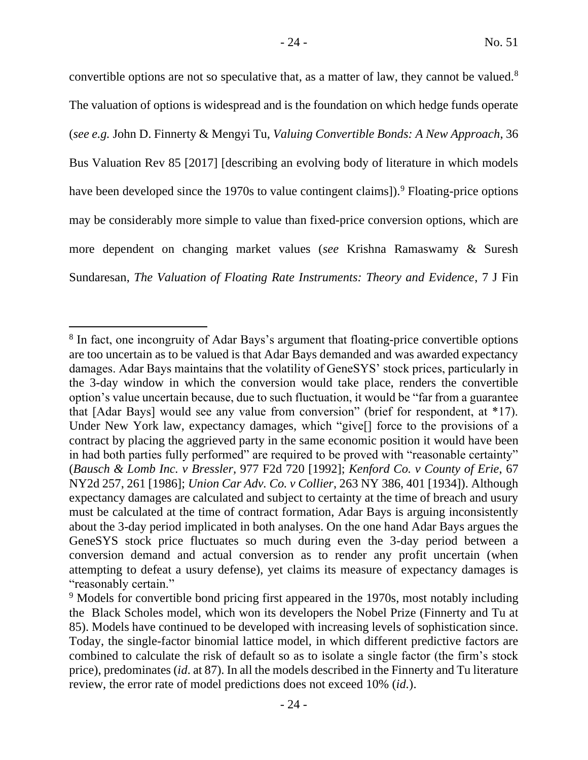convertible options are not so speculative that, as a matter of law, they cannot be valued.[8] The valuation of options is widespread and is the foundation on which hedge funds operate (*see e.g.* John D. Finnerty & Mengyi Tu, *Valuing Convertible Bonds: A New Approach*, 36 Bus Valuation Rev 85 [2017] [describing an evolving body of literature in which models have been developed since the 1970s to value contingent claims]).[9] Floating-price options may be considerably more simple to value than fixed-price conversion options, which are more dependent on changing market values (*see* Krishna Ramaswamy & Suresh Sundaresan, *The Valuation of Floating Rate Instruments: Theory and Evidence*, 7 J Fin

---

[8] In fact, one incongruity of Adar Bays's argument that floating-price convertible options are too uncertain as to be valued is that Adar Bays demanded and was awarded expectancy damages. Adar Bays maintains that the volatility of GeneSYS' stock prices, particularly in the 3-day window in which the conversion would take place, renders the convertible option's value uncertain because, due to such fluctuation, it would be "far from a guarantee that [Adar Bays] would see any value from conversion" (brief for respondent, at *17). Under New York law, expectancy damages, which "give[] force to the provisions of a contract by placing the aggrieved party in the same economic position it would have been in had both parties fully performed" are required to be proved with "reasonable certainty" (*Bausch & Lomb Inc. v Bressler*, 977 F2d 720 [1992]; *Kenford Co. v County of Erie*, 67 NY2d 257, 261 [1986]; *Union Car Adv. Co. v Collier*, 263 NY 386, 401 [1934]). Although expectancy damages are calculated and subject to certainty at the time of breach and usury must be calculated at the time of contract formation, Adar Bays is arguing inconsistently about the 3-day period implicated in both analyses. On the one hand Adar Bays argues the GeneSYS stock price fluctuates so much during even the 3-day period between a conversion demand and actual conversion as to render any profit uncertain (when attempting to defeat a usury defense), yet claims its measure of expectancy damages is "reasonably certain."

[9] Models for convertible bond pricing first appeared in the 1970s, most notably including the Black Scholes model, which won its developers the Nobel Prize (Finnerty and Tu at 85). Models have continued to be developed with increasing levels of sophistication since. Today, the single-factor binomial lattice model, in which different predictive factors are combined to calculate the risk of default so as to isolate a single factor (the firm's stock price), predominates (*id*. at 87). In all the models described in the Finnerty and Tu literature review, the error rate of model predictions does not exceed 10% (*id.*).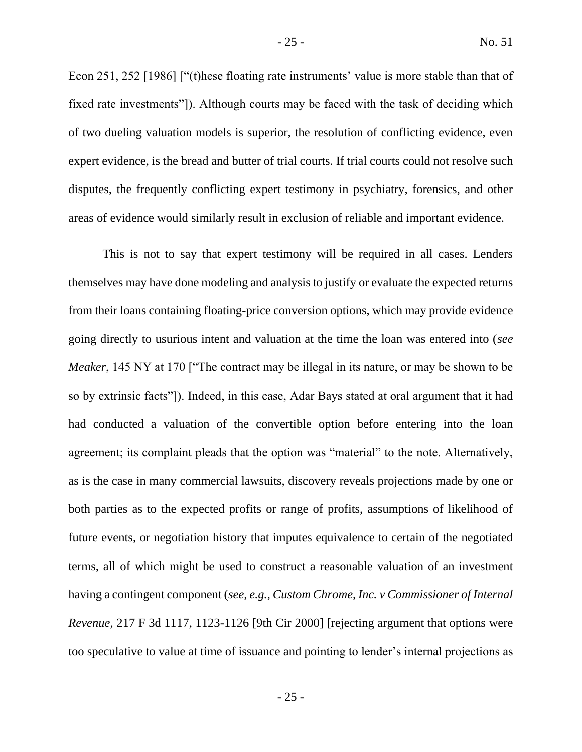Econ 251, 252 [1986] ["(t)hese floating rate instruments' value is more stable than that of fixed rate investments"]). Although courts may be faced with the task of deciding which of two dueling valuation models is superior, the resolution of conflicting evidence, even expert evidence, is the bread and butter of trial courts. If trial courts could not resolve such disputes, the frequently conflicting expert testimony in psychiatry, forensics, and other areas of evidence would similarly result in exclusion of reliable and important evidence.

This is not to say that expert testimony will be required in all cases. Lenders themselves may have done modeling and analysis to justify or evaluate the expected returns from their loans containing floating-price conversion options, which may provide evidence going directly to usurious intent and valuation at the time the loan was entered into (*see Meaker*, 145 NY at 170 ["The contract may be illegal in its nature, or may be shown to be so by extrinsic facts"]). Indeed, in this case, Adar Bays stated at oral argument that it had had conducted a valuation of the convertible option before entering into the loan agreement; its complaint pleads that the option was "material" to the note. Alternatively, as is the case in many commercial lawsuits, discovery reveals projections made by one or both parties as to the expected profits or range of profits, assumptions of likelihood of future events, or negotiation history that imputes equivalence to certain of the negotiated terms, all of which might be used to construct a reasonable valuation of an investment having a contingent component (*see, e.g., Custom Chrome, Inc. v Commissioner of Internal Revenue*, 217 F 3d 1117, 1123-1126 [9th Cir 2000] [rejecting argument that options were too speculative to value at time of issuance and pointing to lender's internal projections as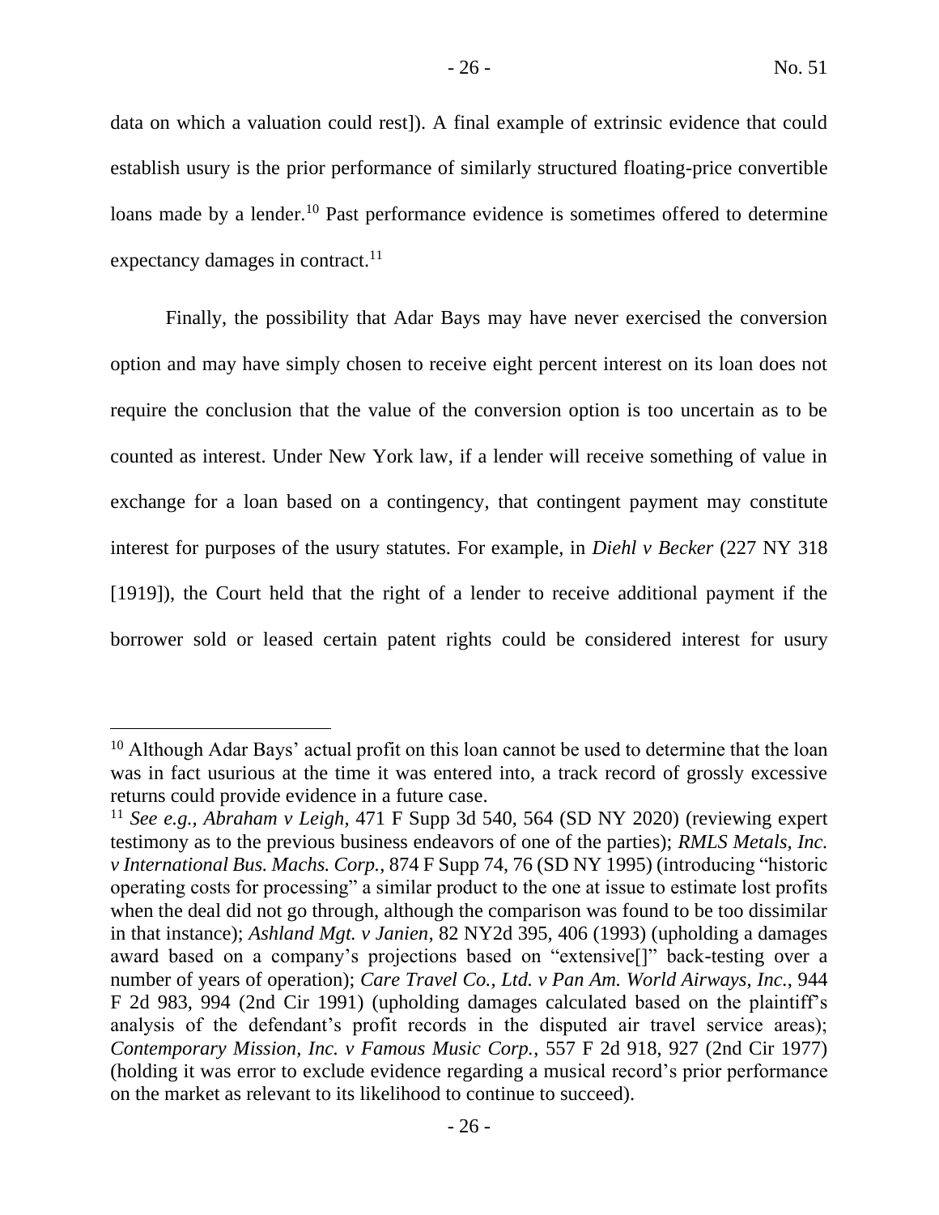data on which a valuation could rest]). A final example of extrinsic evidence that could establish usury is the prior performance of similarly structured floating-price convertible loans made by a lender.[10] Past performance evidence is sometimes offered to determine expectancy damages in contract.[11]

Finally, the possibility that Adar Bays may have never exercised the conversion option and may have simply chosen to receive eight percent interest on its loan does not require the conclusion that the value of the conversion option is too uncertain as to be counted as interest. Under New York law, if a lender will receive something of value in exchange for a loan based on a contingency, that contingent payment may constitute interest for purposes of the usury statutes. For example, in *Diehl v Becker* (227 NY 318 [1919]), the Court held that the right of a lender to receive additional payment if the borrower sold or leased certain patent rights could be considered interest for usury

---

[10] Although Adar Bays' actual profit on this loan cannot be used to determine that the loan was in fact usurious at the time it was entered into, a track record of grossly excessive returns could provide evidence in a future case.

[11] *See e.g.*, *Abraham v Leigh*, 471 F Supp 3d 540, 564 (SD NY 2020) (reviewing expert testimony as to the previous business endeavors of one of the parties); *RMLS Metals, Inc. v International Bus. Machs. Corp.*, 874 F Supp 74, 76 (SD NY 1995) (introducing "historic operating costs for processing" a similar product to the one at issue to estimate lost profits when the deal did not go through, although the comparison was found to be too dissimilar in that instance); *Ashland Mgt. v Janien*, 82 NY2d 395, 406 (1993) (upholding a damages award based on a company's projections based on "extensive[]" back-testing over a number of years of operation); *Care Travel Co., Ltd. v Pan Am. World Airways, Inc.*, 944 F 2d 983, 994 (2nd Cir 1991) (upholding damages calculated based on the plaintiff's analysis of the defendant's profit records in the disputed air travel service areas); *Contemporary Mission, Inc. v Famous Music Corp.*, 557 F 2d 918, 927 (2nd Cir 1977) (holding it was error to exclude evidence regarding a musical record's prior performance on the market as relevant to its likelihood to continue to succeed).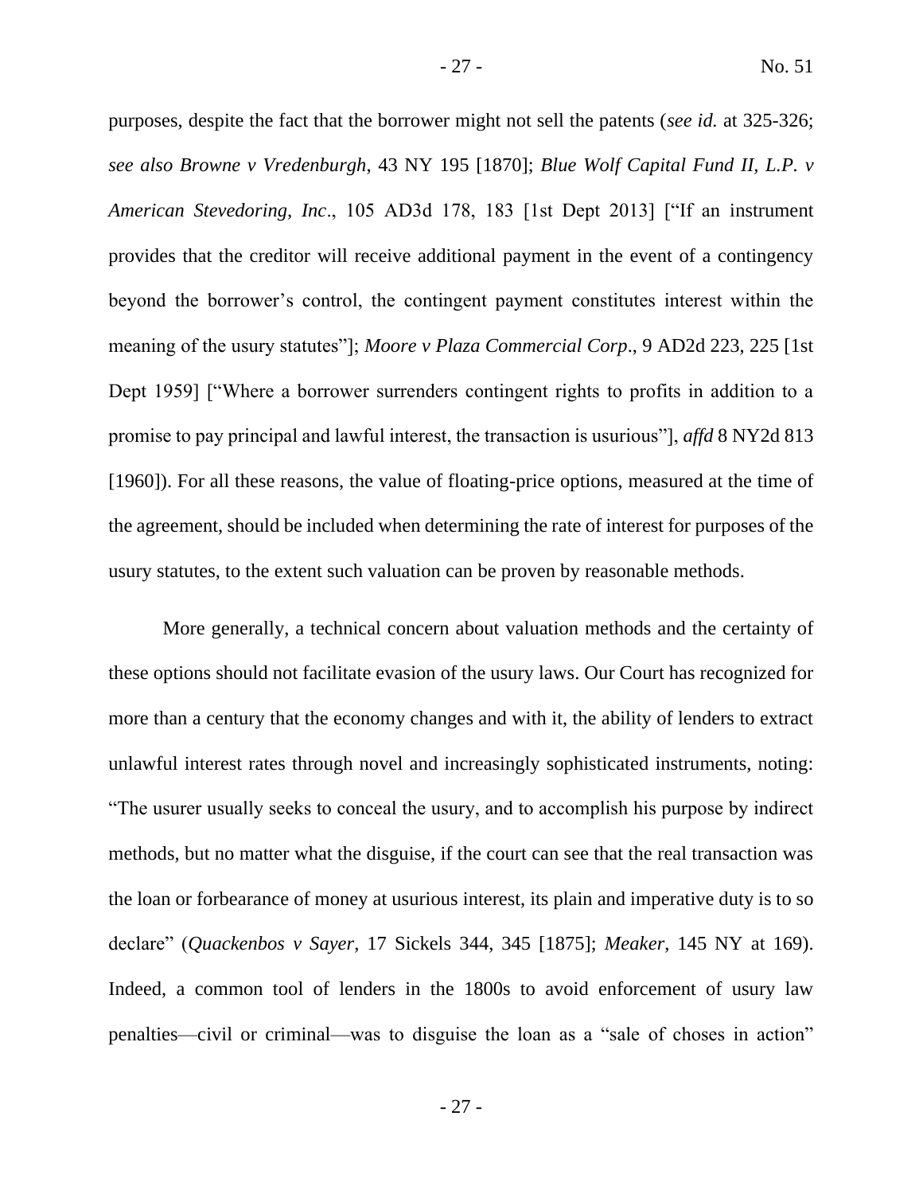purposes, despite the fact that the borrower might not sell the patents (*see id.* at 325-326; *see also Browne v Vredenburgh*, 43 NY 195 [1870]; *Blue Wolf Capital Fund II, L.P. v American Stevedoring, Inc*., 105 AD3d 178, 183 [1st Dept 2013] ["If an instrument provides that the creditor will receive additional payment in the event of a contingency beyond the borrower's control, the contingent payment constitutes interest within the meaning of the usury statutes"]; *Moore v Plaza Commercial Corp*., 9 AD2d 223, 225 [1st Dept 1959] ["Where a borrower surrenders contingent rights to profits in addition to a promise to pay principal and lawful interest, the transaction is usurious"], *affd* 8 NY2d 813 [1960]). For all these reasons, the value of floating-price options, measured at the time of the agreement, should be included when determining the rate of interest for purposes of the usury statutes, to the extent such valuation can be proven by reasonable methods.

More generally, a technical concern about valuation methods and the certainty of these options should not facilitate evasion of the usury laws. Our Court has recognized for more than a century that the economy changes and with it, the ability of lenders to extract unlawful interest rates through novel and increasingly sophisticated instruments, noting: "The usurer usually seeks to conceal the usury, and to accomplish his purpose by indirect methods, but no matter what the disguise, if the court can see that the real transaction was the loan or forbearance of money at usurious interest, its plain and imperative duty is to so declare" (*Quackenbos v Sayer*, 17 Sickels 344, 345 [1875]; *Meaker*, 145 NY at 169). Indeed, a common tool of lenders in the 1800s to avoid enforcement of usury law penalties—civil or criminal—was to disguise the loan as a "sale of choses in action"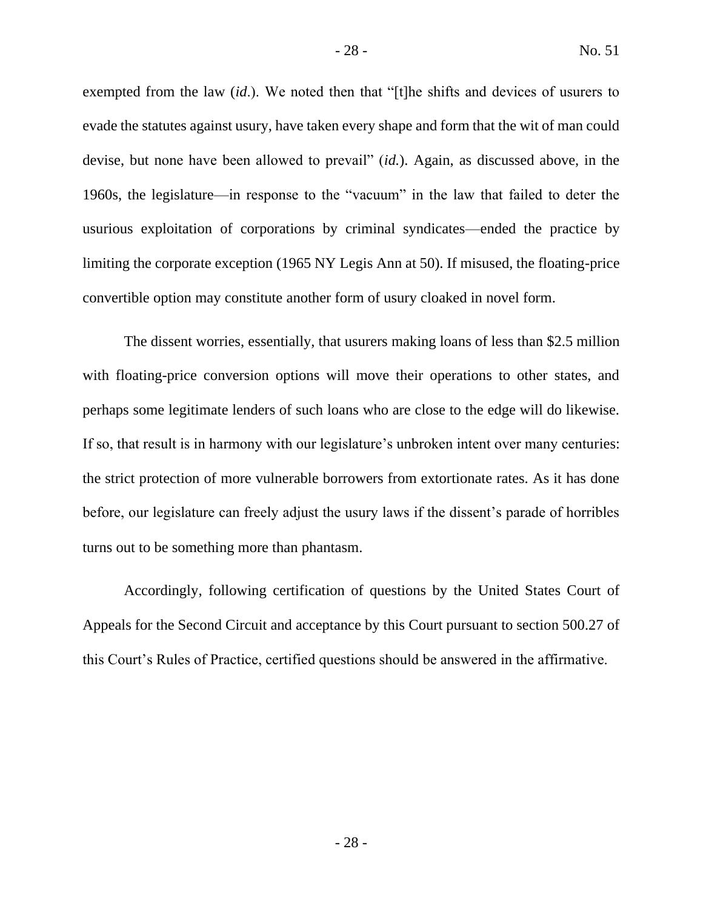exempted from the law (*id*.). We noted then that "[t]he shifts and devices of usurers to evade the statutes against usury, have taken every shape and form that the wit of man could devise, but none have been allowed to prevail" (*id.*). Again, as discussed above, in the 1960s, the legislature—in response to the "vacuum" in the law that failed to deter the usurious exploitation of corporations by criminal syndicates—ended the practice by limiting the corporate exception (1965 NY Legis Ann at 50). If misused, the floating-price convertible option may constitute another form of usury cloaked in novel form.

The dissent worries, essentially, that usurers making loans of less than $2.5 million with floating-price conversion options will move their operations to other states, and perhaps some legitimate lenders of such loans who are close to the edge will do likewise. If so, that result is in harmony with our legislature's unbroken intent over many centuries: the strict protection of more vulnerable borrowers from extortionate rates. As it has done before, our legislature can freely adjust the usury laws if the dissent's parade of horribles turns out to be something more than phantasm.

Accordingly, following certification of questions by the United States Court of Appeals for the Second Circuit and acceptance by this Court pursuant to section 500.27 of this Court's Rules of Practice, certified questions should be answered in the affirmative.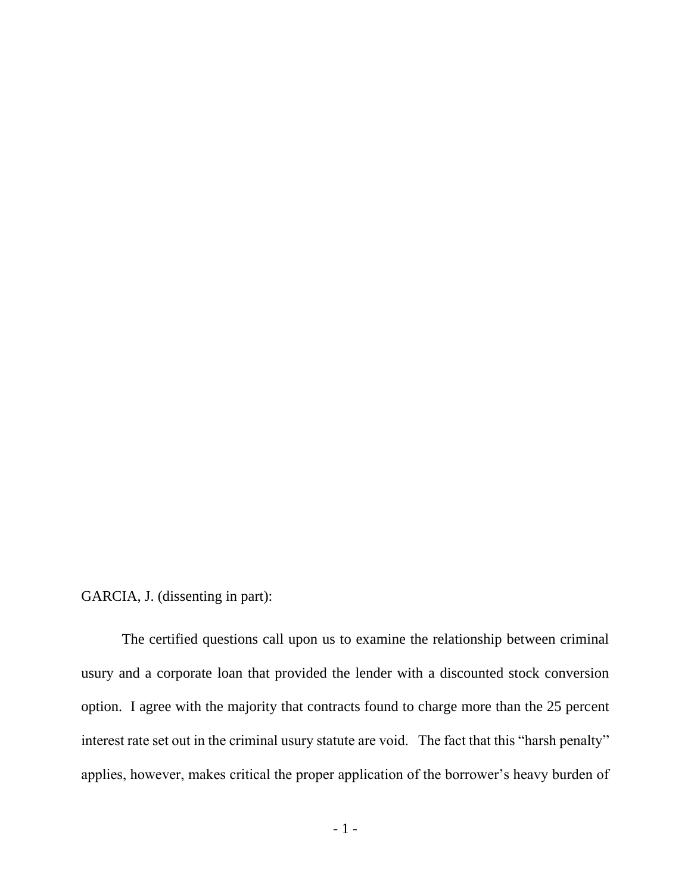GARCIA, J. (dissenting in part):

The certified questions call upon us to examine the relationship between criminal usury and a corporate loan that provided the lender with a discounted stock conversion option. I agree with the majority that contracts found to charge more than the 25 percent interest rate set out in the criminal usury statute are void. The fact that this "harsh penalty" applies, however, makes critical the proper application of the borrower's heavy burden of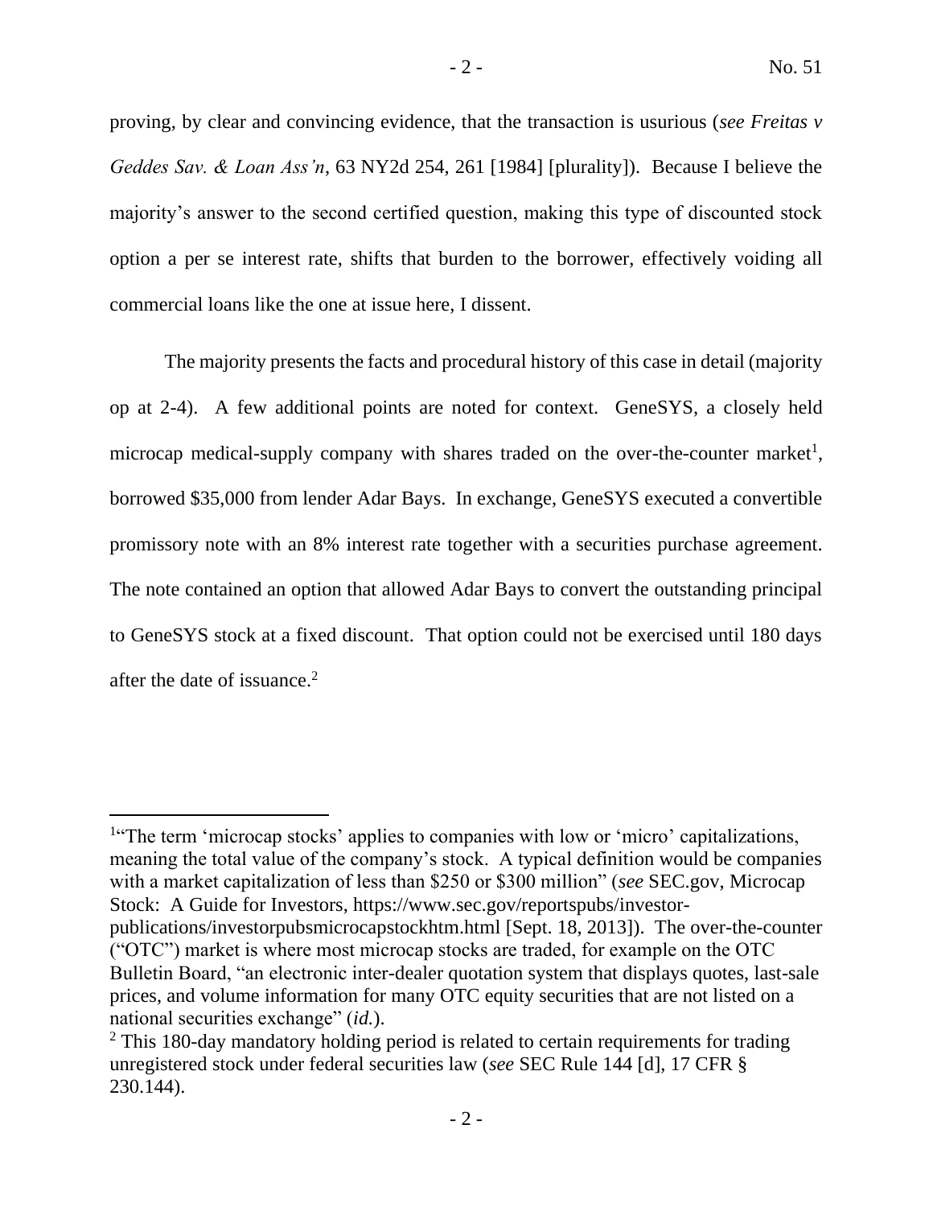proving, by clear and convincing evidence, that the transaction is usurious (*see Freitas v Geddes Sav. & Loan Ass'n*, 63 NY2d 254, 261 [1984] [plurality]). Because I believe the majority's answer to the second certified question, making this type of discounted stock option a per se interest rate, shifts that burden to the borrower, effectively voiding all commercial loans like the one at issue here, I dissent.

The majority presents the facts and procedural history of this case in detail (majority op at 2-4). A few additional points are noted for context. GeneSYS, a closely held microcap medical-supply company with shares traded on the over-the-counter market[1], borrowed $35,000 from lender Adar Bays. In exchange, GeneSYS executed a convertible promissory note with an 8% interest rate together with a securities purchase agreement. The note contained an option that allowed Adar Bays to convert the outstanding principal to GeneSYS stock at a fixed discount. That option could not be exercised until 180 days after the date of issuance.[2]

---

[1] "The term 'microcap stocks' applies to companies with low or 'micro' capitalizations, meaning the total value of the company's stock. A typical definition would be companies with a market capitalization of less than $250 or $300 million" (*see* SEC.gov, Microcap Stock: A Guide for Investors, https://www.sec.gov/reportspubs/investor-publications/investorpubsmicrocapstockhtm.html [Sept. 18, 2013]). The over-the-counter ("OTC") market is where most microcap stocks are traded, for example on the OTC Bulletin Board, "an electronic inter-dealer quotation system that displays quotes, last-sale prices, and volume information for many OTC equity securities that are not listed on a national securities exchange" (*id.*).

[2] This 180-day mandatory holding period is related to certain requirements for trading unregistered stock under federal securities law (*see* SEC Rule 144 [d], 17 CFR § 230.144).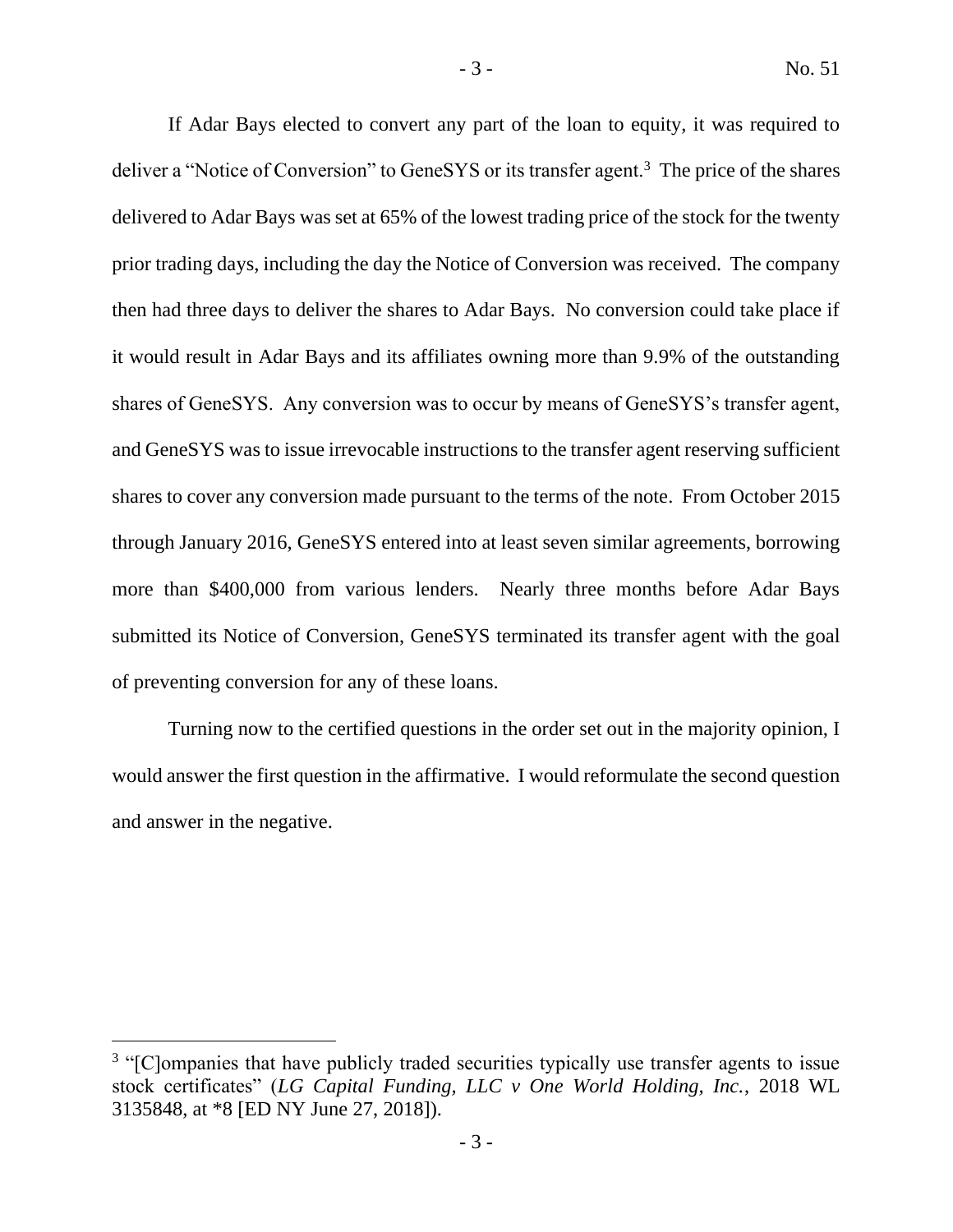If Adar Bays elected to convert any part of the loan to equity, it was required to deliver a "Notice of Conversion" to GeneSYS or its transfer agent.[3] The price of the shares delivered to Adar Bays was set at 65% of the lowest trading price of the stock for the twenty prior trading days, including the day the Notice of Conversion was received. The company then had three days to deliver the shares to Adar Bays. No conversion could take place if it would result in Adar Bays and its affiliates owning more than 9.9% of the outstanding shares of GeneSYS. Any conversion was to occur by means of GeneSYS's transfer agent, and GeneSYS was to issue irrevocable instructions to the transfer agent reserving sufficient shares to cover any conversion made pursuant to the terms of the note. From October 2015 through January 2016, GeneSYS entered into at least seven similar agreements, borrowing more than $400,000 from various lenders. Nearly three months before Adar Bays submitted its Notice of Conversion, GeneSYS terminated its transfer agent with the goal of preventing conversion for any of these loans.

Turning now to the certified questions in the order set out in the majority opinion, I would answer the first question in the affirmative. I would reformulate the second question and answer in the negative.

---

[3] "[C]ompanies that have publicly traded securities typically use transfer agents to issue stock certificates" (*LG Capital Funding, LLC v One World Holding, Inc.*, 2018 WL 3135848, at *8 [ED NY June 27, 2018]).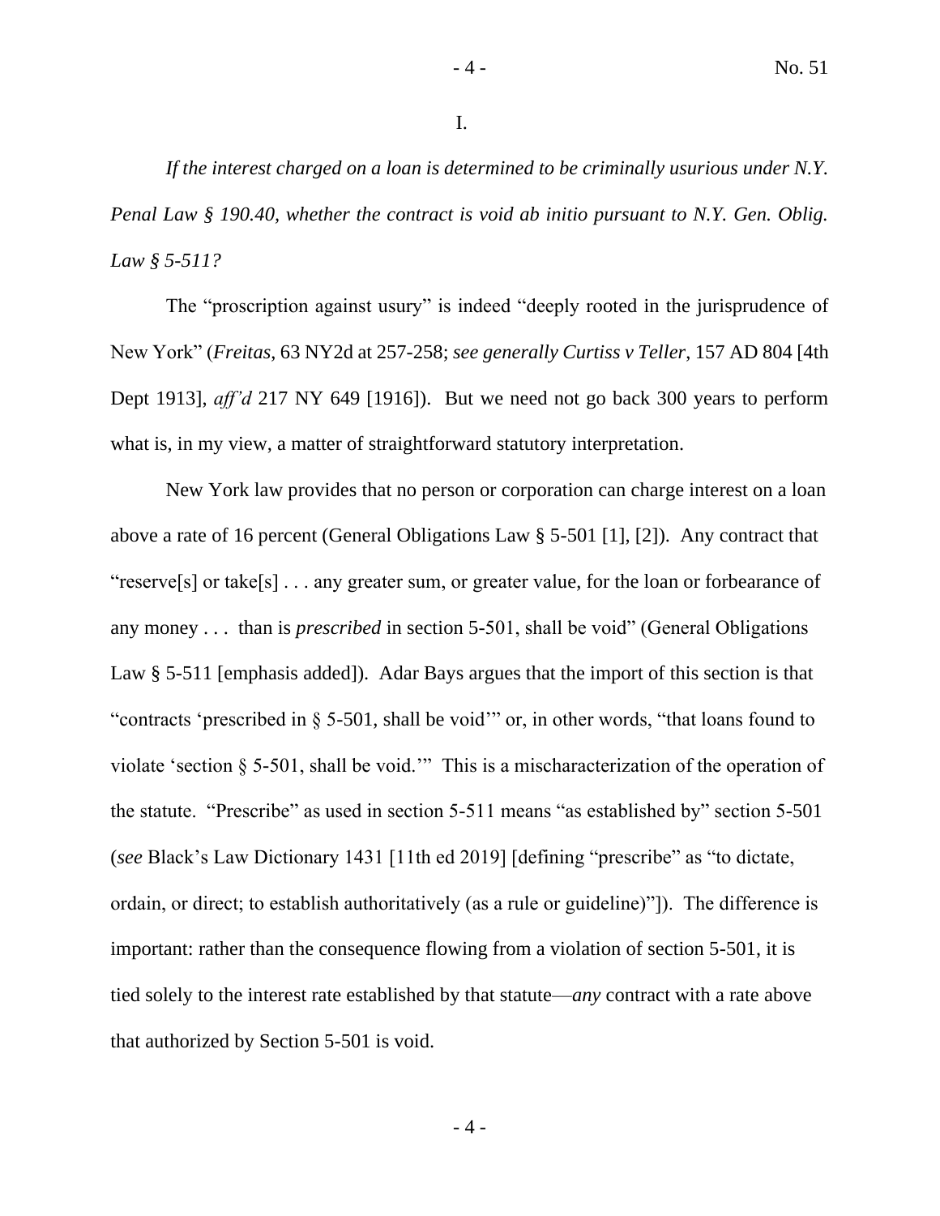I.

*If the interest charged on a loan is determined to be criminally usurious under N.Y. Penal Law § 190.40, whether the contract is void ab initio pursuant to N.Y. Gen. Oblig. Law § 5-511?*

The "proscription against usury" is indeed "deeply rooted in the jurisprudence of New York" (*Freitas*, 63 NY2d at 257-258; *see generally Curtiss v Teller*, 157 AD 804 [4th Dept 1913], *aff'd* 217 NY 649 [1916]). But we need not go back 300 years to perform what is, in my view, a matter of straightforward statutory interpretation.

New York law provides that no person or corporation can charge interest on a loan above a rate of 16 percent (General Obligations Law § 5-501 [1], [2]). Any contract that "reserve[s] or take[s] . . . any greater sum, or greater value, for the loan or forbearance of any money . . . than is *prescribed* in section 5-501, shall be void" (General Obligations Law § 5-511 [emphasis added]). Adar Bays argues that the import of this section is that "contracts 'prescribed in § 5-501, shall be void'" or, in other words, "that loans found to violate 'section § 5-501, shall be void.'" This is a mischaracterization of the operation of the statute. "Prescribe" as used in section 5-511 means "as established by" section 5-501 (*see* Black's Law Dictionary 1431 [11th ed 2019] [defining "prescribe" as "to dictate, ordain, or direct; to establish authoritatively (as a rule or guideline)"]). The difference is important: rather than the consequence flowing from a violation of section 5-501, it is tied solely to the interest rate established by that statute—*any* contract with a rate above that authorized by Section 5-501 is void.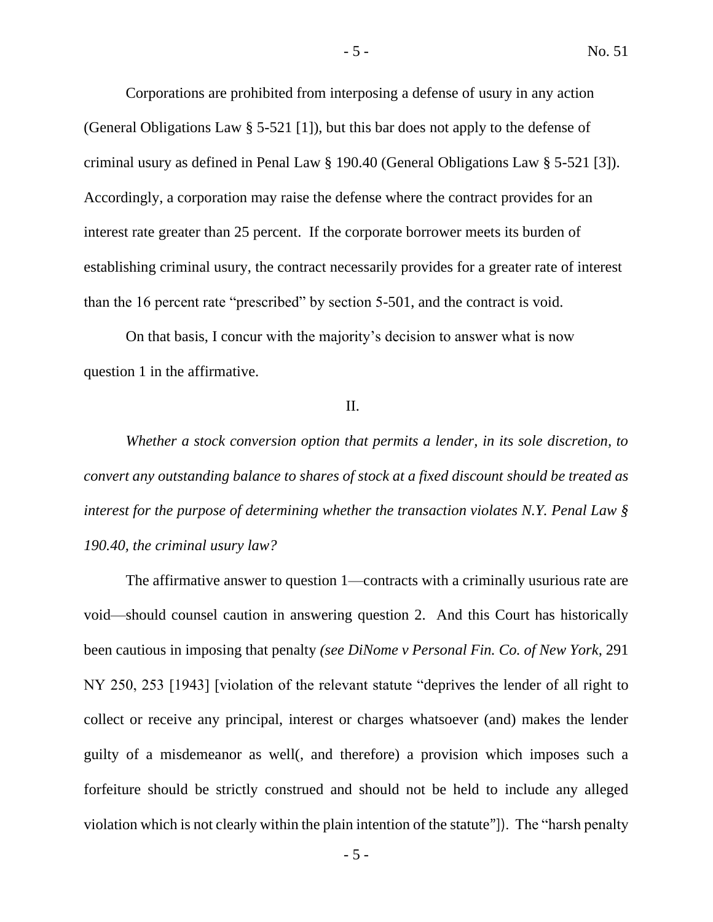Corporations are prohibited from interposing a defense of usury in any action (General Obligations Law § 5-521 [1]), but this bar does not apply to the defense of criminal usury as defined in Penal Law § 190.40 (General Obligations Law § 5-521 [3]). Accordingly, a corporation may raise the defense where the contract provides for an interest rate greater than 25 percent. If the corporate borrower meets its burden of establishing criminal usury, the contract necessarily provides for a greater rate of interest than the 16 percent rate "prescribed" by section 5-501, and the contract is void.

On that basis, I concur with the majority's decision to answer what is now question 1 in the affirmative.

## II.

*Whether a stock conversion option that permits a lender, in its sole discretion, to convert any outstanding balance to shares of stock at a fixed discount should be treated as interest for the purpose of determining whether the transaction violates N.Y. Penal Law § 190.40, the criminal usury law?*

The affirmative answer to question 1—contracts with a criminally usurious rate are void—should counsel caution in answering question 2. And this Court has historically been cautious in imposing that penalty *(see DiNome v Personal Fin. Co. of New York,* 291 NY 250, 253 [1943] [violation of the relevant statute "deprives the lender of all right to collect or receive any principal, interest or charges whatsoever (and) makes the lender guilty of a misdemeanor as well(, and therefore) a provision which imposes such a forfeiture should be strictly construed and should not be held to include any alleged violation which is not clearly within the plain intention of the statute"]). The "harsh penalty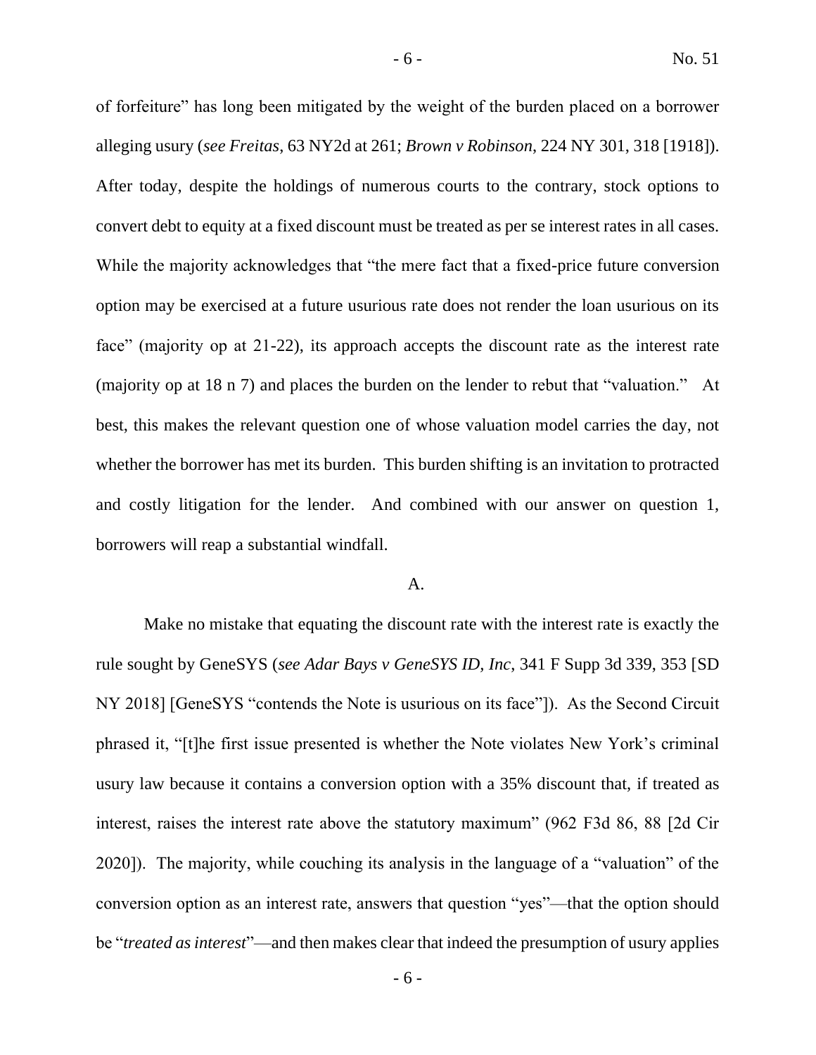of forfeiture" has long been mitigated by the weight of the burden placed on a borrower alleging usury (*see Freitas*, 63 NY2d at 261; *Brown v Robinson*, 224 NY 301, 318 [1918]). After today, despite the holdings of numerous courts to the contrary, stock options to convert debt to equity at a fixed discount must be treated as per se interest rates in all cases. While the majority acknowledges that "the mere fact that a fixed-price future conversion option may be exercised at a future usurious rate does not render the loan usurious on its face" (majority op at 21-22), its approach accepts the discount rate as the interest rate (majority op at 18 n 7) and places the burden on the lender to rebut that "valuation." At best, this makes the relevant question one of whose valuation model carries the day, not whether the borrower has met its burden. This burden shifting is an invitation to protracted and costly litigation for the lender. And combined with our answer on question 1, borrowers will reap a substantial windfall.

### A.

Make no mistake that equating the discount rate with the interest rate is exactly the rule sought by GeneSYS (*see Adar Bays v GeneSYS ID, Inc*, 341 F Supp 3d 339, 353 [SD NY 2018] [GeneSYS "contends the Note is usurious on its face"]). As the Second Circuit phrased it, "[t]he first issue presented is whether the Note violates New York's criminal usury law because it contains a conversion option with a 35% discount that, if treated as interest, raises the interest rate above the statutory maximum" (962 F3d 86, 88 [2d Cir 2020]). The majority, while couching its analysis in the language of a "valuation" of the conversion option as an interest rate, answers that question "yes"—that the option should be "*treated as interest*"—and then makes clear that indeed the presumption of usury applies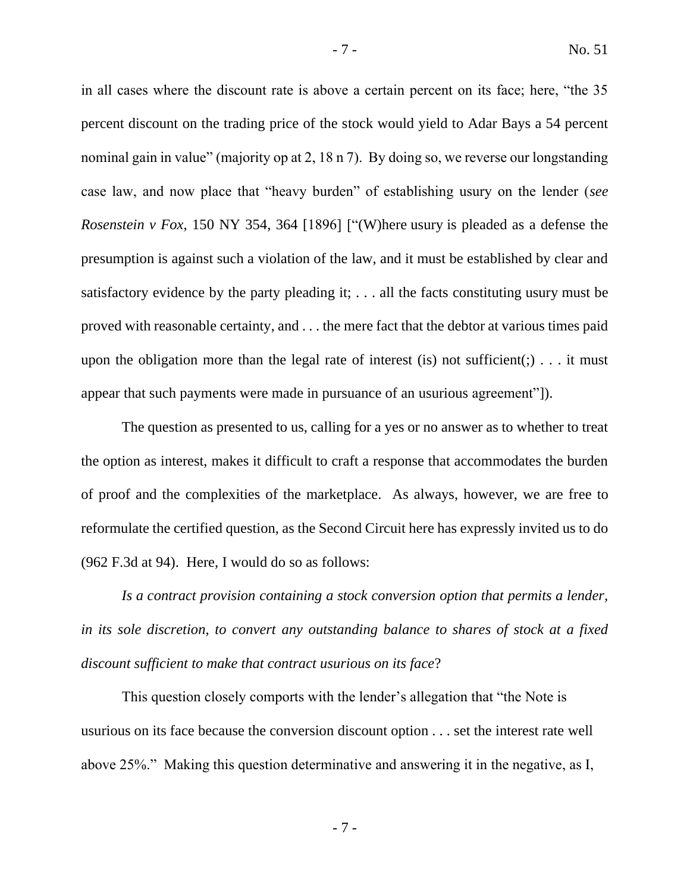in all cases where the discount rate is above a certain percent on its face; here, "the 35 percent discount on the trading price of the stock would yield to Adar Bays a 54 percent nominal gain in value" (majority op at 2, 18 n 7). By doing so, we reverse our longstanding case law, and now place that "heavy burden" of establishing usury on the lender (*see Rosenstein v Fox*, 150 NY 354, 364 [1896] ["(W)here usury is pleaded as a defense the presumption is against such a violation of the law, and it must be established by clear and satisfactory evidence by the party pleading it; . . . all the facts constituting usury must be proved with reasonable certainty, and . . . the mere fact that the debtor at various times paid upon the obligation more than the legal rate of interest (is) not sufficient(;) . . . it must appear that such payments were made in pursuance of an usurious agreement"]).

The question as presented to us, calling for a yes or no answer as to whether to treat the option as interest, makes it difficult to craft a response that accommodates the burden of proof and the complexities of the marketplace. As always, however, we are free to reformulate the certified question, as the Second Circuit here has expressly invited us to do (962 F.3d at 94). Here, I would do so as follows:

*Is a contract provision containing a stock conversion option that permits a lender, in its sole discretion, to convert any outstanding balance to shares of stock at a fixed discount sufficient to make that contract usurious on its face*?

This question closely comports with the lender's allegation that "the Note is usurious on its face because the conversion discount option . . . set the interest rate well above 25%." Making this question determinative and answering it in the negative, as I,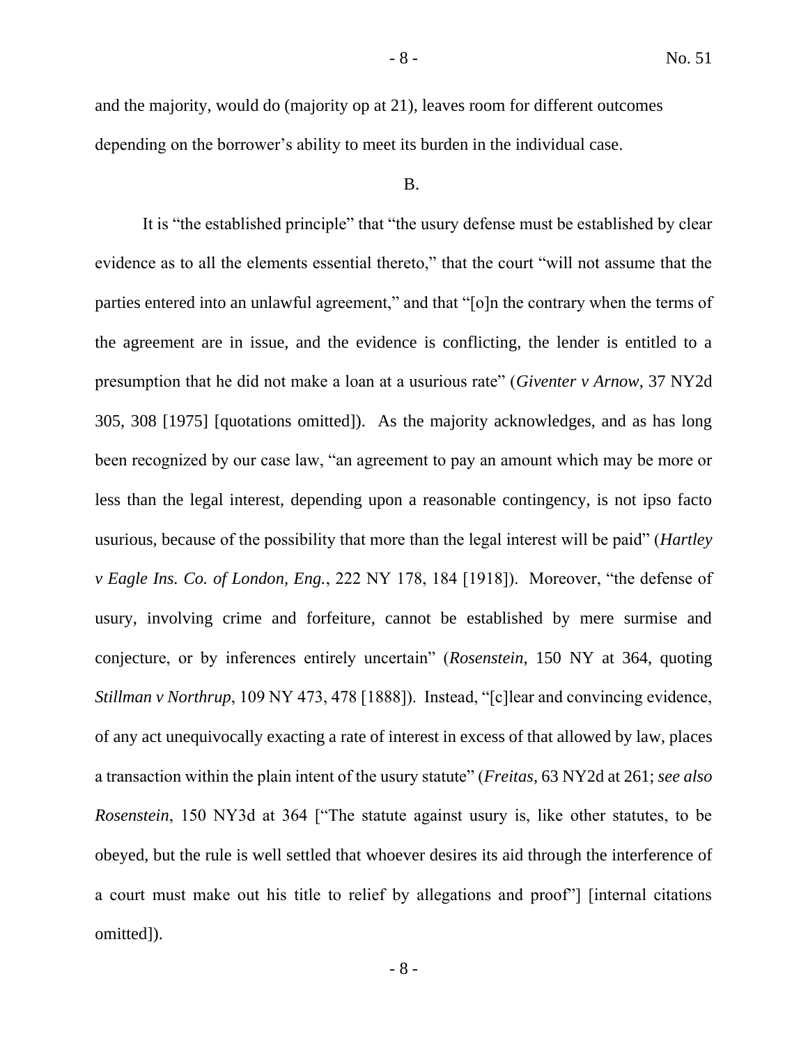and the majority, would do (majority op at 21), leaves room for different outcomes depending on the borrower's ability to meet its burden in the individual case.

B.

It is "the established principle" that "the usury defense must be established by clear evidence as to all the elements essential thereto," that the court "will not assume that the parties entered into an unlawful agreement," and that "[o]n the contrary when the terms of the agreement are in issue, and the evidence is conflicting, the lender is entitled to a presumption that he did not make a loan at a usurious rate" (*Giventer v Arnow*, 37 NY2d 305, 308 [1975] [quotations omitted]). As the majority acknowledges, and as has long been recognized by our case law, "an agreement to pay an amount which may be more or less than the legal interest, depending upon a reasonable contingency, is not ipso facto usurious, because of the possibility that more than the legal interest will be paid" (*Hartley v Eagle Ins. Co. of London, Eng.*, 222 NY 178, 184 [1918]). Moreover, "the defense of usury, involving crime and forfeiture, cannot be established by mere surmise and conjecture, or by inferences entirely uncertain" (*Rosenstein*, 150 NY at 364, quoting *Stillman v Northrup*, 109 NY 473, 478 [1888]). Instead, "[c]lear and convincing evidence, of any act unequivocally exacting a rate of interest in excess of that allowed by law, places a transaction within the plain intent of the usury statute" (*Freitas*, 63 NY2d at 261; *see also Rosenstein*, 150 NY3d at 364 ["The statute against usury is, like other statutes, to be obeyed, but the rule is well settled that whoever desires its aid through the interference of a court must make out his title to relief by allegations and proof"] [internal citations omitted]).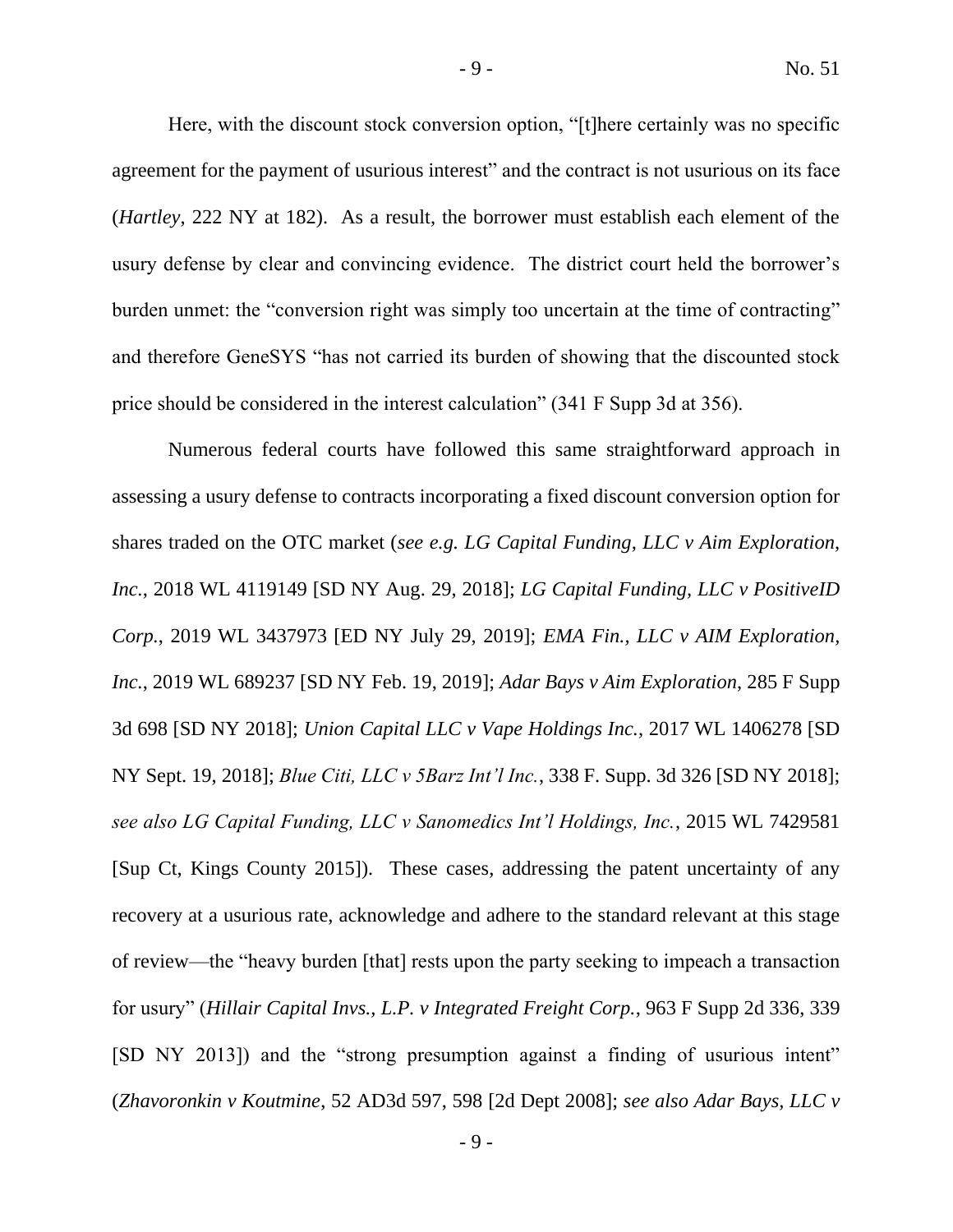Here, with the discount stock conversion option, "[t]here certainly was no specific agreement for the payment of usurious interest" and the contract is not usurious on its face (*Hartley*, 222 NY at 182). As a result, the borrower must establish each element of the usury defense by clear and convincing evidence. The district court held the borrower's burden unmet: the "conversion right was simply too uncertain at the time of contracting" and therefore GeneSYS "has not carried its burden of showing that the discounted stock price should be considered in the interest calculation" (341 F Supp 3d at 356).

Numerous federal courts have followed this same straightforward approach in assessing a usury defense to contracts incorporating a fixed discount conversion option for shares traded on the OTC market (*see e.g. LG Capital Funding, LLC v Aim Exploration, Inc.*, 2018 WL 4119149 [SD NY Aug. 29, 2018]; *LG Capital Funding, LLC v PositiveID Corp.*, 2019 WL 3437973 [ED NY July 29, 2019]; *EMA Fin., LLC v AIM Exploration, Inc.*, 2019 WL 689237 [SD NY Feb. 19, 2019]; *Adar Bays v Aim Exploration*, 285 F Supp 3d 698 [SD NY 2018]; *Union Capital LLC v Vape Holdings Inc.*, 2017 WL 1406278 [SD NY Sept. 19, 2018]; *Blue Citi, LLC v 5Barz Int'l Inc.*, 338 F. Supp. 3d 326 [SD NY 2018]; *see also LG Capital Funding, LLC v Sanomedics Int'l Holdings, Inc.*, 2015 WL 7429581 [Sup Ct, Kings County 2015]). These cases, addressing the patent uncertainty of any recovery at a usurious rate, acknowledge and adhere to the standard relevant at this stage of review—the "heavy burden [that] rests upon the party seeking to impeach a transaction for usury" (*Hillair Capital Invs., L.P. v Integrated Freight Corp.*, 963 F Supp 2d 336, 339 [SD NY 2013]) and the "strong presumption against a finding of usurious intent" (*Zhavoronkin v Koutmine*, 52 AD3d 597, 598 [2d Dept 2008]; *see also Adar Bays, LLC v*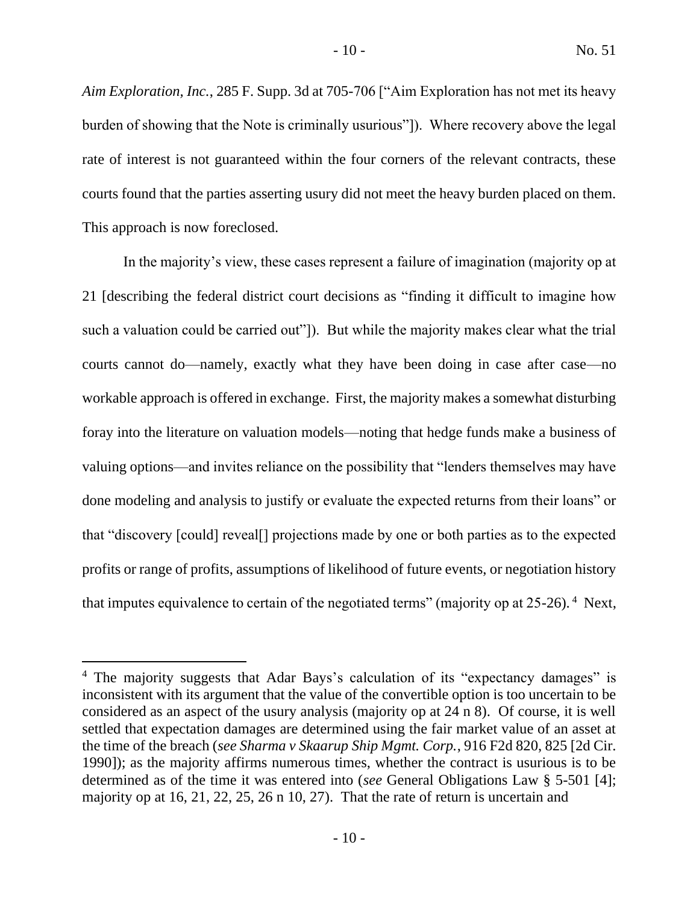*Aim Exploration, Inc.*, 285 F. Supp. 3d at 705-706 ["Aim Exploration has not met its heavy burden of showing that the Note is criminally usurious"]). Where recovery above the legal rate of interest is not guaranteed within the four corners of the relevant contracts, these courts found that the parties asserting usury did not meet the heavy burden placed on them. This approach is now foreclosed.

In the majority's view, these cases represent a failure of imagination (majority op at 21 [describing the federal district court decisions as "finding it difficult to imagine how such a valuation could be carried out"]). But while the majority makes clear what the trial courts cannot do—namely, exactly what they have been doing in case after case—no workable approach is offered in exchange. First, the majority makes a somewhat disturbing foray into the literature on valuation models—noting that hedge funds make a business of valuing options—and invites reliance on the possibility that "lenders themselves may have done modeling and analysis to justify or evaluate the expected returns from their loans" or that "discovery [could] reveal[] projections made by one or both parties as to the expected profits or range of profits, assumptions of likelihood of future events, or negotiation history that imputes equivalence to certain of the negotiated terms" (majority op at 25-26).[4] Next,

---

[4] The majority suggests that Adar Bays's calculation of its "expectancy damages" is inconsistent with its argument that the value of the convertible option is too uncertain to be considered as an aspect of the usury analysis (majority op at 24 n 8). Of course, it is well settled that expectation damages are determined using the fair market value of an asset at the time of the breach (*see Sharma v Skaarup Ship Mgmt. Corp.*, 916 F2d 820, 825 [2d Cir. 1990]); as the majority affirms numerous times, whether the contract is usurious is to be determined as of the time it was entered into (*see* General Obligations Law § 5-501 [4]; majority op at 16, 21, 22, 25, 26 n 10, 27). That the rate of return is uncertain and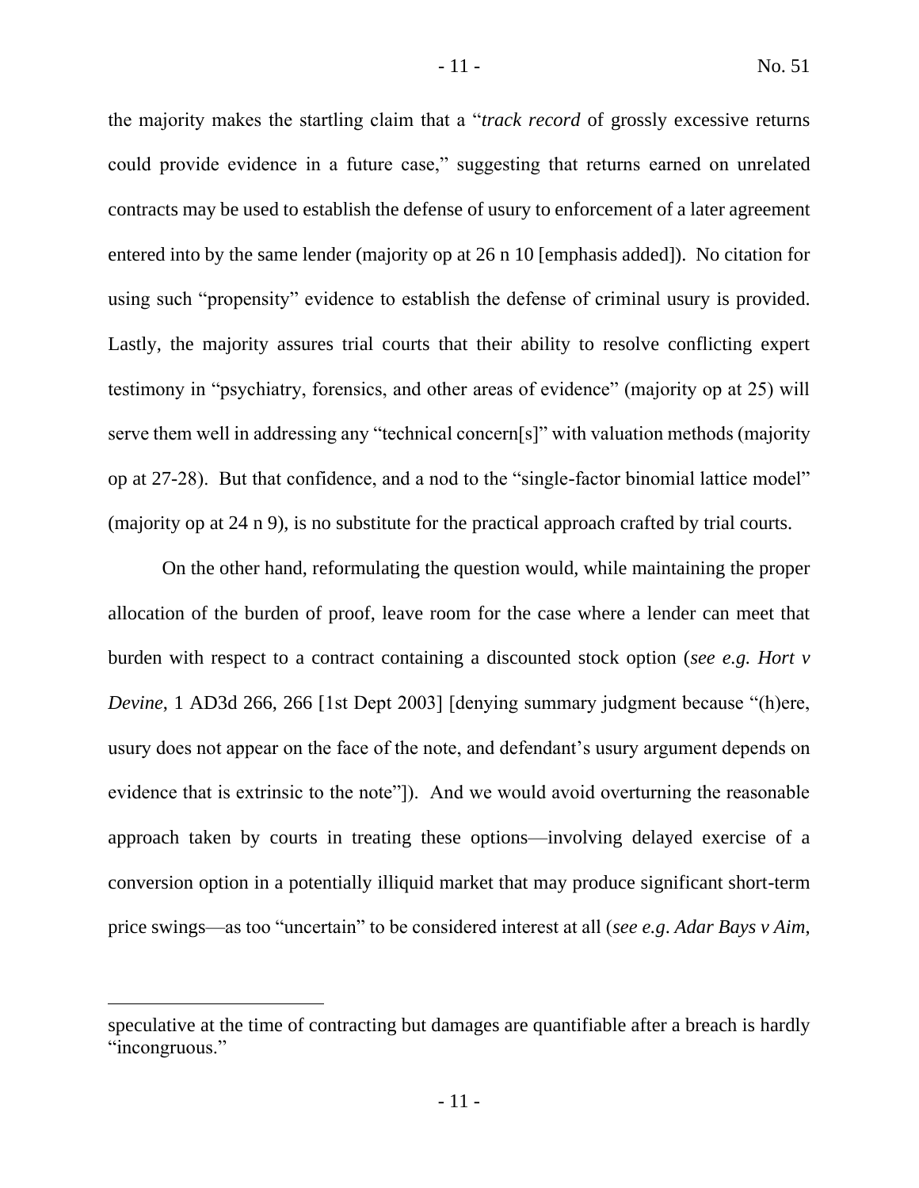the majority makes the startling claim that a "*track record* of grossly excessive returns could provide evidence in a future case," suggesting that returns earned on unrelated contracts may be used to establish the defense of usury to enforcement of a later agreement entered into by the same lender (majority op at 26 n 10 [emphasis added]). No citation for using such "propensity" evidence to establish the defense of criminal usury is provided. Lastly, the majority assures trial courts that their ability to resolve conflicting expert testimony in "psychiatry, forensics, and other areas of evidence" (majority op at 25) will serve them well in addressing any "technical concern[s]" with valuation methods (majority op at 27-28). But that confidence, and a nod to the "single-factor binomial lattice model" (majority op at 24 n 9), is no substitute for the practical approach crafted by trial courts.

On the other hand, reformulating the question would, while maintaining the proper allocation of the burden of proof, leave room for the case where a lender can meet that burden with respect to a contract containing a discounted stock option (*see e.g. Hort v Devine*, 1 AD3d 266, 266 [1st Dept 2003] [denying summary judgment because "(h)ere, usury does not appear on the face of the note, and defendant's usury argument depends on evidence that is extrinsic to the note"]). And we would avoid overturning the reasonable approach taken by courts in treating these options—involving delayed exercise of a conversion option in a potentially illiquid market that may produce significant short-term price swings—as too "uncertain" to be considered interest at all (*see e.g. Adar Bays v Aim*,

---

speculative at the time of contracting but damages are quantifiable after a breach is hardly "incongruous."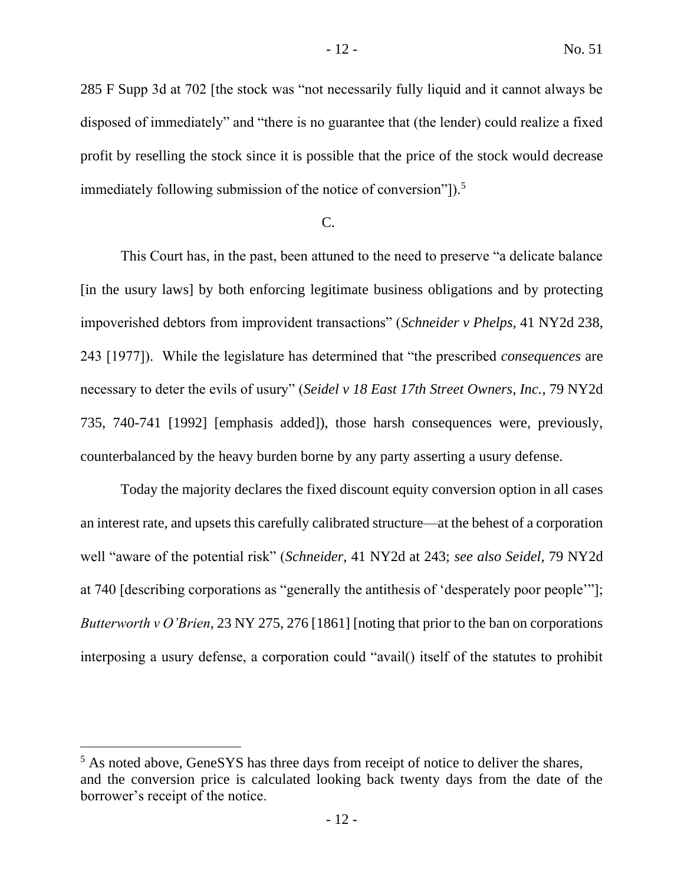285 F Supp 3d at 702 [the stock was "not necessarily fully liquid and it cannot always be disposed of immediately" and "there is no guarantee that (the lender) could realize a fixed profit by reselling the stock since it is possible that the price of the stock would decrease immediately following submission of the notice of conversion"]).[5]

C.

This Court has, in the past, been attuned to the need to preserve "a delicate balance [in the usury laws] by both enforcing legitimate business obligations and by protecting impoverished debtors from improvident transactions" (*Schneider v Phelps*, 41 NY2d 238, 243 [1977]). While the legislature has determined that "the prescribed *consequences* are necessary to deter the evils of usury" (*Seidel v 18 East 17th Street Owners, Inc.*, 79 NY2d 735, 740-741 [1992] [emphasis added]), those harsh consequences were, previously, counterbalanced by the heavy burden borne by any party asserting a usury defense.

Today the majority declares the fixed discount equity conversion option in all cases an interest rate, and upsets this carefully calibrated structure—at the behest of a corporation well "aware of the potential risk" (*Schneider*, 41 NY2d at 243; *see also Seidel*, 79 NY2d at 740 [describing corporations as "generally the antithesis of 'desperately poor people'"]; *Butterworth v O'Brien*, 23 NY 275, 276 [1861] [noting that prior to the ban on corporations interposing a usury defense, a corporation could "avail() itself of the statutes to prohibit

[5] As noted above, GeneSYS has three days from receipt of notice to deliver the shares, and the conversion price is calculated looking back twenty days from the date of the borrower's receipt of the notice.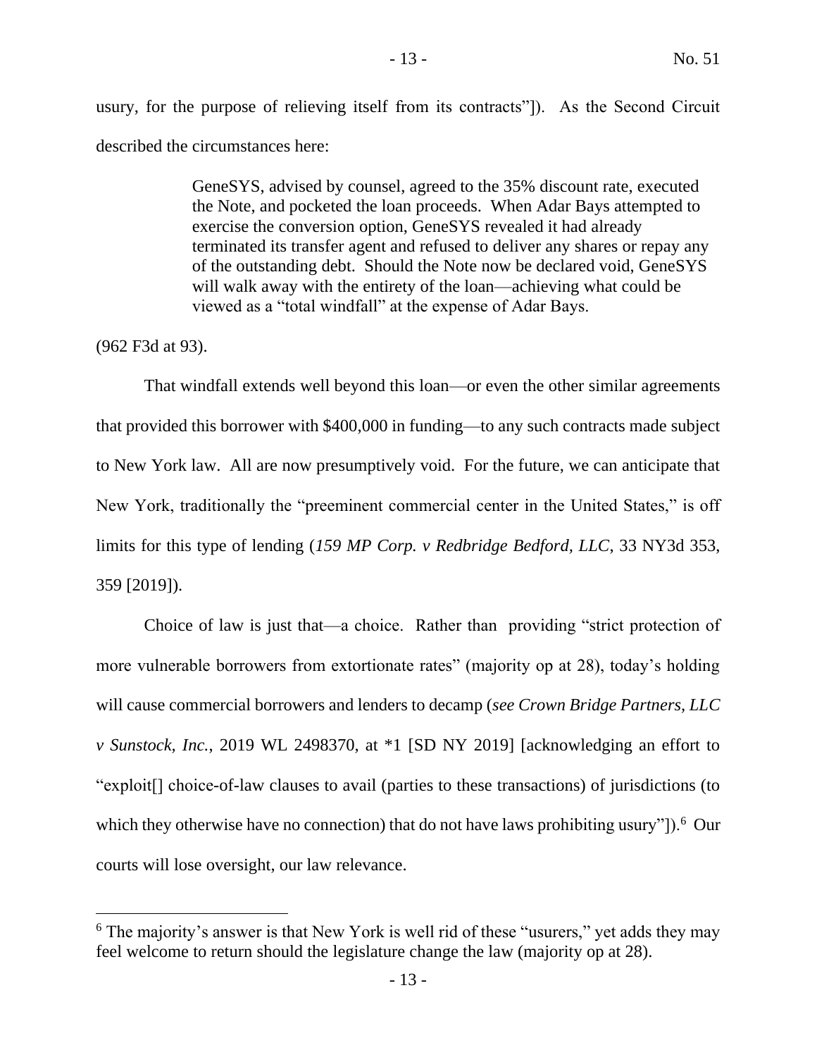usury, for the purpose of relieving itself from its contracts"]). As the Second Circuit described the circumstances here:

> GeneSYS, advised by counsel, agreed to the 35% discount rate, executed the Note, and pocketed the loan proceeds. When Adar Bays attempted to exercise the conversion option, GeneSYS revealed it had already terminated its transfer agent and refused to deliver any shares or repay any of the outstanding debt. Should the Note now be declared void, GeneSYS will walk away with the entirety of the loan—achieving what could be viewed as a "total windfall" at the expense of Adar Bays.

(962 F3d at 93).

That windfall extends well beyond this loan—or even the other similar agreements that provided this borrower with $400,000 in funding—to any such contracts made subject to New York law. All are now presumptively void. For the future, we can anticipate that New York, traditionally the "preeminent commercial center in the United States," is off limits for this type of lending (*159 MP Corp. v Redbridge Bedford, LLC*, 33 NY3d 353, 359 [2019]).

Choice of law is just that—a choice. Rather than providing "strict protection of more vulnerable borrowers from extortionate rates" (majority op at 28), today's holding will cause commercial borrowers and lenders to decamp (*see Crown Bridge Partners, LLC v Sunstock, Inc.*, 2019 WL 2498370, at *1 [SD NY 2019] [acknowledging an effort to "exploit[] choice-of-law clauses to avail (parties to these transactions) of jurisdictions (to which they otherwise have no connection) that do not have laws prohibiting usury"]).[6] Our courts will lose oversight, our law relevance.

---

[6] The majority's answer is that New York is well rid of these "usurers," yet adds they may feel welcome to return should the legislature change the law (majority op at 28).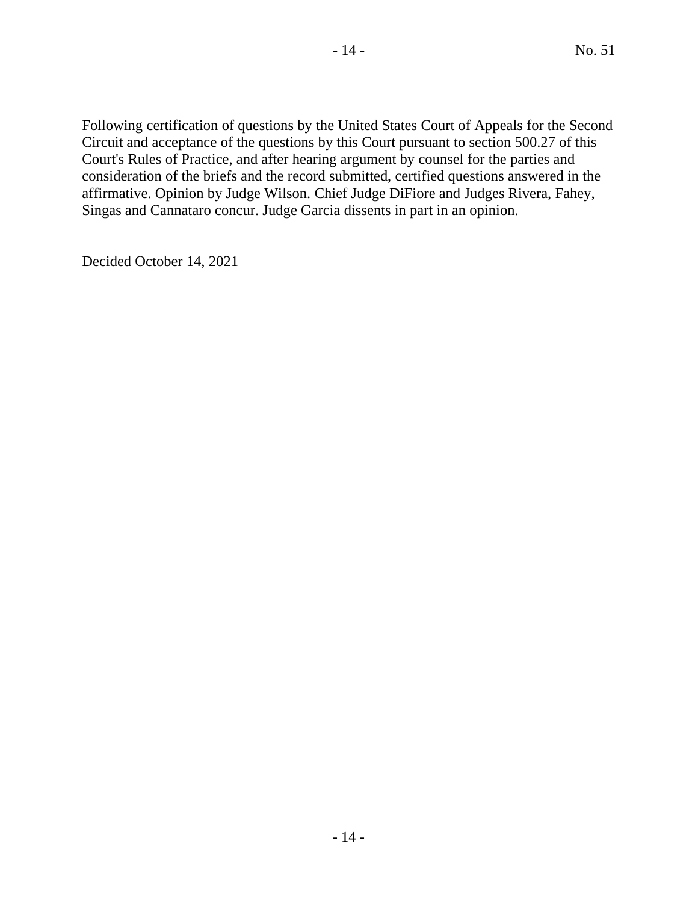Following certification of questions by the United States Court of Appeals for the Second Circuit and acceptance of the questions by this Court pursuant to section 500.27 of this Court's Rules of Practice, and after hearing argument by counsel for the parties and consideration of the briefs and the record submitted, certified questions answered in the affirmative. Opinion by Judge Wilson. Chief Judge DiFiore and Judges Rivera, Fahey, Singas and Cannataro concur. Judge Garcia dissents in part in an opinion.

Decided October 14, 2021